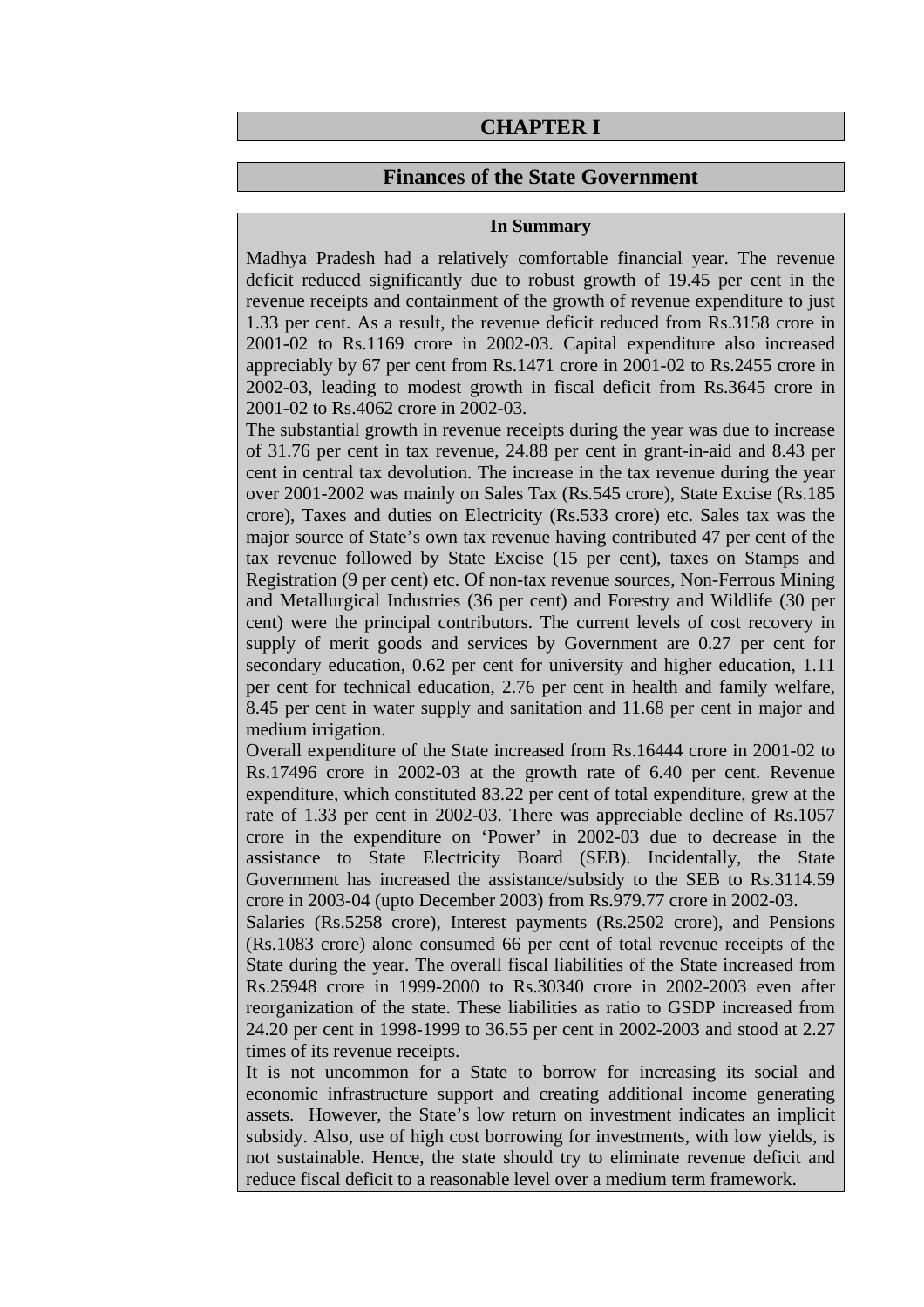# CHAPTER I

## Finances of the State Government

**In Summary**

Madhya Pradesh had a relatively comfortable financial year. The revenue deficit reduced significantly due to robust growth of 19.45 per cent in the revenue receipts and containment of the growth of revenue expenditure to just 1.33 per cent. As a result, the revenue deficit reduced from Rs.3158 crore in 2001-02 to Rs.1169 crore in 2002-03. Capital expenditure also increased appreciably by 67 per cent from Rs.1471 crore in 2001-02 to Rs.2455 crore in 2002-03, leading to modest growth in fiscal deficit from Rs.3645 crore in 2001-02 to Rs.4062 crore in 2002-03.

The substantial growth in revenue receipts during the year was due to increase of 31.76 per cent in tax revenue, 24.88 per cent in grant-in-aid and 8.43 per cent in central tax devolution. The increase in the tax revenue during the year over 2001-2002 was mainly on Sales Tax (Rs.545 crore), State Excise (Rs.185 crore), Taxes and duties on Electricity (Rs.533 crore) etc. Sales tax was the major source of State's own tax revenue having contributed 47 per cent of the tax revenue followed by State Excise (15 per cent), taxes on Stamps and Registration (9 per cent) etc. Of non-tax revenue sources, Non-Ferrous Mining and Metallurgical Industries (36 per cent) and Forestry and Wildlife (30 per cent) were the principal contributors. The current levels of cost recovery in supply of merit goods and services by Government are 0.27 per cent for secondary education, 0.62 per cent for university and higher education, 1.11 per cent for technical education, 2.76 per cent in health and family welfare, 8.45 per cent in water supply and sanitation and 11.68 per cent in major and medium irrigation.

Overall expenditure of the State increased from Rs.16444 crore in 2001-02 to Rs.17496 crore in 2002-03 at the growth rate of 6.40 per cent. Revenue expenditure, which constituted 83.22 per cent of total expenditure, grew at the rate of 1.33 per cent in 2002-03. There was appreciable decline of Rs.1057 crore in the expenditure on 'Power' in 2002-03 due to decrease in the assistance to State Electricity Board (SEB). Incidentally, the State Government has increased the assistance/subsidy to the SEB to Rs.3114.59 crore in 2003-04 (upto December 2003) from Rs.979.77 crore in 2002-03.

Salaries (Rs.5258 crore), Interest payments (Rs.2502 crore), and Pensions (Rs.1083 crore) alone consumed 66 per cent of total revenue receipts of the State during the year. The overall fiscal liabilities of the State increased from Rs.25948 crore in 1999-2000 to Rs.30340 crore in 2002-2003 even after reorganization of the state. These liabilities as ratio to GSDP increased from 24.20 per cent in 1998-1999 to 36.55 per cent in 2002-2003 and stood at 2.27 times of its revenue receipts.

It is not uncommon for a State to borrow for increasing its social and economic infrastructure support and creating additional income generating assets. However, the State's low return on investment indicates an implicit subsidy. Also, use of high cost borrowing for investments, with low yields, is not sustainable. Hence, the state should try to eliminate revenue deficit and reduce fiscal deficit to a reasonable level over a medium term framework.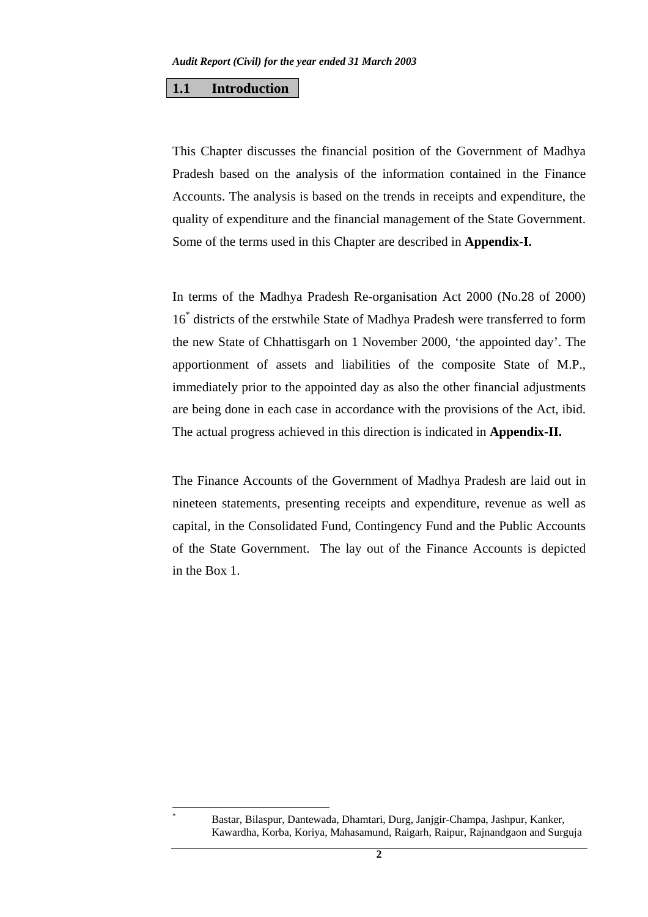## 1.1 Introduction

This Chapter discusses the financial position of the Government of Madhya Pradesh based on the analysis of the information contained in the Finance Accounts. The analysis is based on the trends in receipts and expenditure, the quality of expenditure and the financial management of the State Government. Some of the terms used in this Chapter are described in **Appendix-I.**

In terms of the Madhya Pradesh Re-organisation Act 2000 (No.28 of 2000) 16[*] districts of the erstwhile State of Madhya Pradesh were transferred to form the new State of Chhattisgarh on 1 November 2000, 'the appointed day'. The apportionment of assets and liabilities of the composite State of M.P., immediately prior to the appointed day as also the other financial adjustments are being done in each case in accordance with the provisions of the Act, ibid. The actual progress achieved in this direction is indicated in **Appendix-II.**

The Finance Accounts of the Government of Madhya Pradesh are laid out in nineteen statements, presenting receipts and expenditure, revenue as well as capital, in the Consolidated Fund, Contingency Fund and the Public Accounts of the State Government. The lay out of the Finance Accounts is depicted in the Box 1.

---

[*] Bastar, Bilaspur, Dantewada, Dhamtari, Durg, Janjgir-Champa, Jashpur, Kanker, Kawardha, Korba, Koriya, Mahasamund, Raigarh, Raipur, Rajnandgaon and Surguja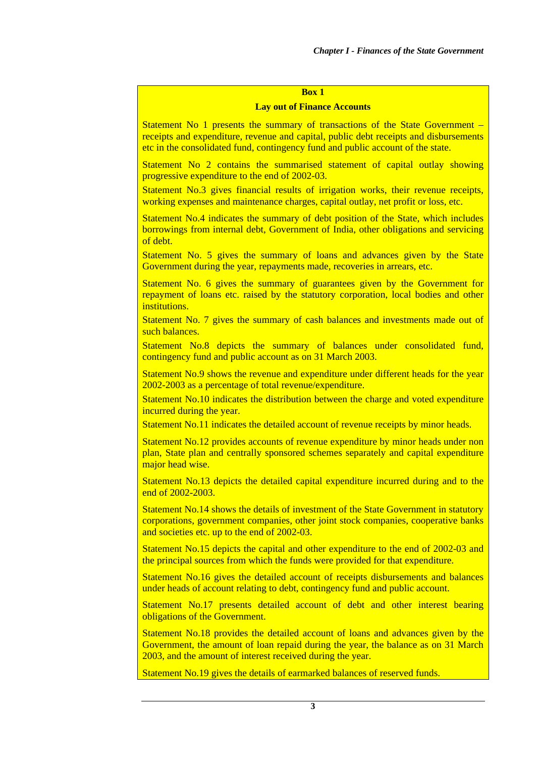**Box 1**

**Lay out of Finance Accounts**

Statement No 1 presents the summary of transactions of the State Government – receipts and expenditure, revenue and capital, public debt receipts and disbursements etc in the consolidated fund, contingency fund and public account of the state.

Statement No 2 contains the summarised statement of capital outlay showing progressive expenditure to the end of 2002-03.

Statement No.3 gives financial results of irrigation works, their revenue receipts, working expenses and maintenance charges, capital outlay, net profit or loss, etc.

Statement No.4 indicates the summary of debt position of the State, which includes borrowings from internal debt, Government of India, other obligations and servicing of debt.

Statement No. 5 gives the summary of loans and advances given by the State Government during the year, repayments made, recoveries in arrears, etc.

Statement No. 6 gives the summary of guarantees given by the Government for repayment of loans etc. raised by the statutory corporation, local bodies and other institutions.

Statement No. 7 gives the summary of cash balances and investments made out of such balances.

Statement No.8 depicts the summary of balances under consolidated fund, contingency fund and public account as on 31 March 2003.

Statement No.9 shows the revenue and expenditure under different heads for the year 2002-2003 as a percentage of total revenue/expenditure.

Statement No.10 indicates the distribution between the charge and voted expenditure incurred during the year.

Statement No.11 indicates the detailed account of revenue receipts by minor heads.

Statement No.12 provides accounts of revenue expenditure by minor heads under non plan, State plan and centrally sponsored schemes separately and capital expenditure major head wise.

Statement No.13 depicts the detailed capital expenditure incurred during and to the end of 2002-2003.

Statement No.14 shows the details of investment of the State Government in statutory corporations, government companies, other joint stock companies, cooperative banks and societies etc. up to the end of 2002-03.

Statement No.15 depicts the capital and other expenditure to the end of 2002-03 and the principal sources from which the funds were provided for that expenditure.

Statement No.16 gives the detailed account of receipts disbursements and balances under heads of account relating to debt, contingency fund and public account.

Statement No.17 presents detailed account of debt and other interest bearing obligations of the Government.

Statement No.18 provides the detailed account of loans and advances given by the Government, the amount of loan repaid during the year, the balance as on 31 March 2003, and the amount of interest received during the year.

Statement No.19 gives the details of earmarked balances of reserved funds.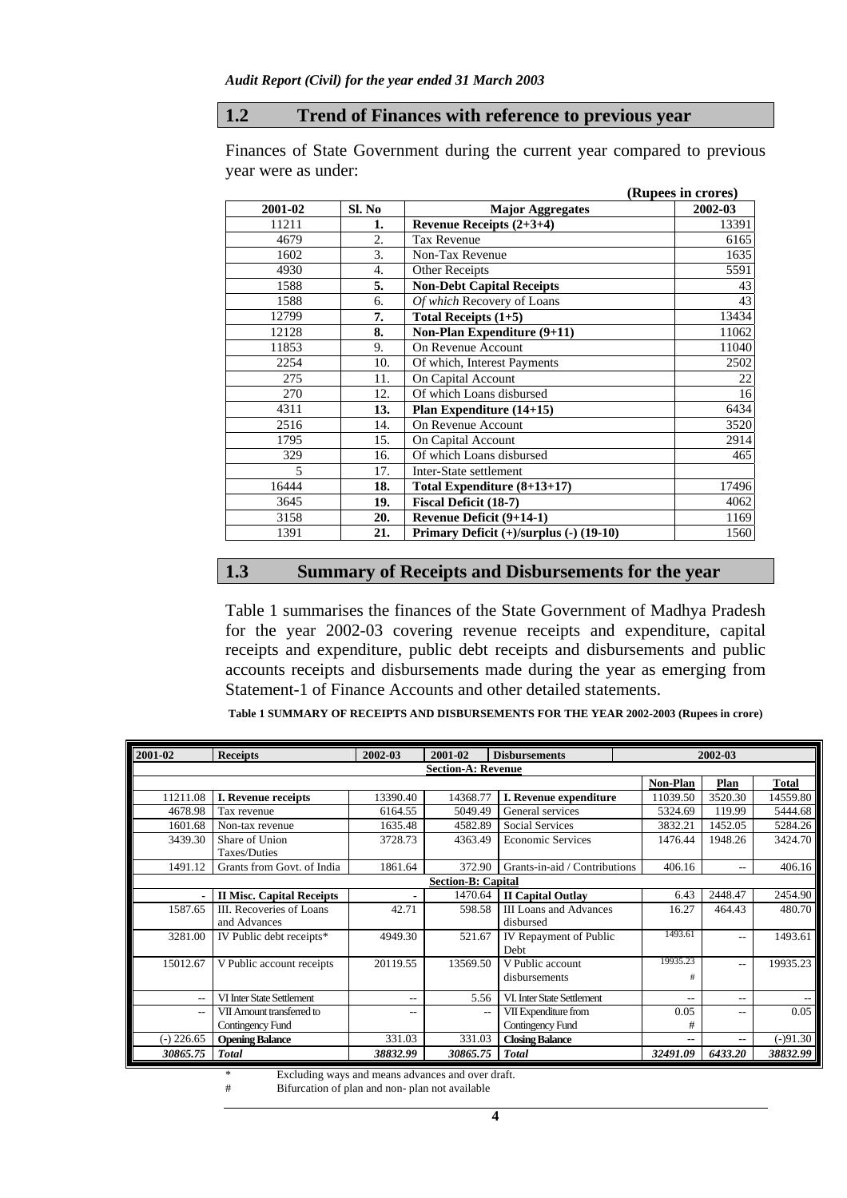## 1.2 Trend of Finances with reference to previous year

Finances of State Government during the current year compared to previous year were as under:

**(Rupees in crores)**

| 2001-02 | Sl. No | Major Aggregates | 2002-03 |
|---|---|---|---|
| 11211 | **1.** | **Revenue Receipts (2+3+4)** | 13391 |
| 4679 | 2. | Tax Revenue | 6165 |
| 1602 | 3. | Non-Tax Revenue | 1635 |
| 4930 | 4. | Other Receipts | 5591 |
| 1588 | **5.** | **Non-Debt Capital Receipts** | 43 |
| 1588 | 6. | *Of which* Recovery of Loans | 43 |
| 12799 | **7.** | **Total Receipts (1+5)** | 13434 |
| 12128 | **8.** | **Non-Plan Expenditure (9+11)** | 11062 |
| 11853 | 9. | On Revenue Account | 11040 |
| 2254 | 10. | Of which, Interest Payments | 2502 |
| 275 | 11. | On Capital Account | 22 |
| 270 | 12. | Of which Loans disbursed | 16 |
| 4311 | **13.** | **Plan Expenditure (14+15)** | 6434 |
| 2516 | 14. | On Revenue Account | 3520 |
| 1795 | 15. | On Capital Account | 2914 |
| 329 | 16. | Of which Loans disbursed | 465 |
| 5 | 17. | Inter-State settlement | |
| 16444 | **18.** | **Total Expenditure (8+13+17)** | 17496 |
| 3645 | **19.** | **Fiscal Deficit (18-7)** | 4062 |
| 3158 | **20.** | **Revenue Deficit (9+14-1)** | 1169 |
| 1391 | **21.** | **Primary Deficit (+)/surplus (-) (19-10)** | 1560 |

## 1.3 Summary of Receipts and Disbursements for the year

Table 1 summarises the finances of the State Government of Madhya Pradesh for the year 2002-03 covering revenue receipts and expenditure, capital receipts and expenditure, public debt receipts and disbursements and public accounts receipts and disbursements made during the year as emerging from Statement-1 of Finance Accounts and other detailed statements.

**Table 1 SUMMARY OF RECEIPTS AND DISBURSEMENTS FOR THE YEAR 2002-2003 (Rupees in crore)**

| 2001-02 | Receipts | 2002-03 | 2001-02 | Disbursements | 2002-03 | | |
|---|---|---|---|---|---|---|---|
| | | | **Section-A: Revenue** | | | | |
| | | | | | **Non-Plan** | **Plan** | **Total** |
| 11211.08 | **I. Revenue receipts** | 13390.40 | 14368.77 | **I. Revenue expenditure** | 11039.50 | 3520.30 | 14559.80 |
| 4678.98 | Tax revenue | 6164.55 | 5049.49 | General services | 5324.69 | 119.99 | 5444.68 |
| 1601.68 | Non-tax revenue | 1635.48 | 4582.89 | Social Services | 3832.21 | 1452.05 | 5284.26 |
| 3439.30 | Share of Union Taxes/Duties | 3728.73 | 4363.49 | Economic Services | 1476.44 | 1948.26 | 3424.70 |
| 1491.12 | Grants from Govt. of India | 1861.64 | 372.90 | Grants-in-aid / Contributions | 406.16 | -- | 406.16 |
| | | | **Section-B: Capital** | | | | |
| - | **II Misc. Capital Receipts** | - | 1470.64 | **II Capital Outlay** | 6.43 | 2448.47 | 2454.90 |
| 1587.65 | III. Recoveries of Loans and Advances | 42.71 | 598.58 | III Loans and Advances disbursed | 16.27 | 464.43 | 480.70 |
| 3281.00 | IV Public debt receipts* | 4949.30 | 521.67 | IV Repayment of Public Debt | 1493.61 | -- | 1493.61 |
| 15012.67 | V Public account receipts | 20119.55 | 13569.50 | V Public account disbursements | 19935.23 # | -- | 19935.23 |
| -- | VI Inter State Settlement | -- | 5.56 | VI. Inter State Settlement | -- | -- | -- |
| -- | VII Amount transferred to Contingency Fund | -- | -- | VII Expenditure from Contingency Fund | 0.05 # | -- | 0.05 |
| (-) 226.65 | **Opening Balance** | 331.03 | 331.03 | **Closing Balance** | -- | -- | (-)91.30 |
| ***30865.75*** | ***Total*** | ***38832.99*** | ***30865.75*** | ***Total*** | ***32491.09*** | ***6433.20*** | ***38832.99*** |

\* Excluding ways and means advances and over draft.

\# Bifurcation of plan and non- plan not available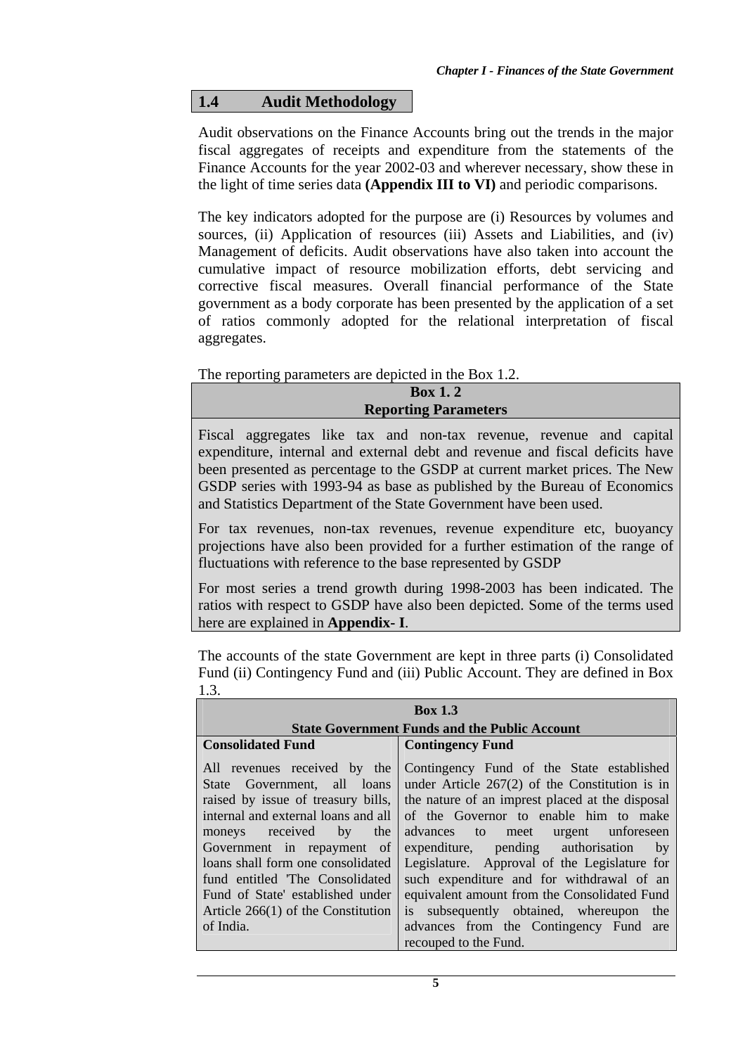## 1.4 Audit Methodology

Audit observations on the Finance Accounts bring out the trends in the major fiscal aggregates of receipts and expenditure from the statements of the Finance Accounts for the year 2002-03 and wherever necessary, show these in the light of time series data **(Appendix III to VI)** and periodic comparisons.

The key indicators adopted for the purpose are (i) Resources by volumes and sources, (ii) Application of resources (iii) Assets and Liabilities, and (iv) Management of deficits. Audit observations have also taken into account the cumulative impact of resource mobilization efforts, debt servicing and corrective fiscal measures. Overall financial performance of the State government as a body corporate has been presented by the application of a set of ratios commonly adopted for the relational interpretation of fiscal aggregates.

The reporting parameters are depicted in the Box 1.2.

**Box 1. 2**
**Reporting Parameters**

Fiscal aggregates like tax and non-tax revenue, revenue and capital expenditure, internal and external debt and revenue and fiscal deficits have been presented as percentage to the GSDP at current market prices. The New GSDP series with 1993-94 as base as published by the Bureau of Economics and Statistics Department of the State Government have been used.

For tax revenues, non-tax revenues, revenue expenditure etc, buoyancy projections have also been provided for a further estimation of the range of fluctuations with reference to the base represented by GSDP

For most series a trend growth during 1998-2003 has been indicated. The ratios with respect to GSDP have also been depicted. Some of the terms used here are explained in **Appendix- I**.

The accounts of the state Government are kept in three parts (i) Consolidated Fund (ii) Contingency Fund and (iii) Public Account. They are defined in Box 1.3.

**Box 1.3**
**State Government Funds and the Public Account**

| Consolidated Fund | Contingency Fund |
|---|---|
| All revenues received by the State Government, all loans raised by issue of treasury bills, internal and external loans and all moneys received by the Government in repayment of loans shall form one consolidated fund entitled 'The Consolidated Fund of State' established under Article 266(1) of the Constitution of India. | Contingency Fund of the State established under Article 267(2) of the Constitution is in the nature of an imprest placed at the disposal of the Governor to enable him to make advances to meet urgent unforeseen expenditure, pending authorisation by Legislature. Approval of the Legislature for such expenditure and for withdrawal of an equivalent amount from the Consolidated Fund is subsequently obtained, whereupon the advances from the Contingency Fund are recouped to the Fund. |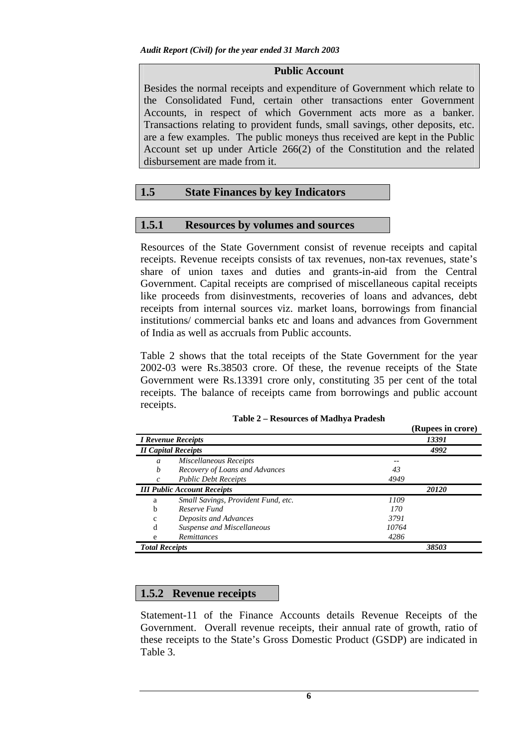**Public Account**

Besides the normal receipts and expenditure of Government which relate to the Consolidated Fund, certain other transactions enter Government Accounts, in respect of which Government acts more as a banker. Transactions relating to provident funds, small savings, other deposits, etc. are a few examples. The public moneys thus received are kept in the Public Account set up under Article 266(2) of the Constitution and the related disbursement are made from it.

## 1.5 State Finances by key Indicators

### 1.5.1 Resources by volumes and sources

Resources of the State Government consist of revenue receipts and capital receipts. Revenue receipts consists of tax revenues, non-tax revenues, state's share of union taxes and duties and grants-in-aid from the Central Government. Capital receipts are comprised of miscellaneous capital receipts like proceeds from disinvestments, recoveries of loans and advances, debt receipts from internal sources viz. market loans, borrowings from financial institutions/ commercial banks etc and loans and advances from Government of India as well as accruals from Public accounts.

Table 2 shows that the total receipts of the State Government for the year 2002-03 were Rs.38503 crore. Of these, the revenue receipts of the State Government were Rs.13391 crore only, constituting 35 per cent of the total receipts. The balance of receipts came from borrowings and public account receipts.

**Table 2 – Resources of Madhya Pradesh**

(Rupees in crore)

| | | | |
|---|---|---|---|
| ***I Revenue Receipts*** | | | ***13391*** |
| ***II Capital Receipts*** | | | ***4992*** |
| *a* | *Miscellaneous Receipts* | -- | |
| *b* | *Recovery of Loans and Advances* | *43* | |
| *c* | *Public Debt Receipts* | *4949* | |
| ***III Public Account Receipts*** | | | ***20120*** |
| a | *Small Savings, Provident Fund, etc.* | *1109* | |
| b | *Reserve Fund* | *170* | |
| c | *Deposits and Advances* | *3791* | |
| d | *Suspense and Miscellaneous* | *10764* | |
| e | *Remittances* | *4286* | |
| ***Total Receipts*** | | | ***38503*** |

### 1.5.2 Revenue receipts

Statement-11 of the Finance Accounts details Revenue Receipts of the Government. Overall revenue receipts, their annual rate of growth, ratio of these receipts to the State's Gross Domestic Product (GSDP) are indicated in Table 3.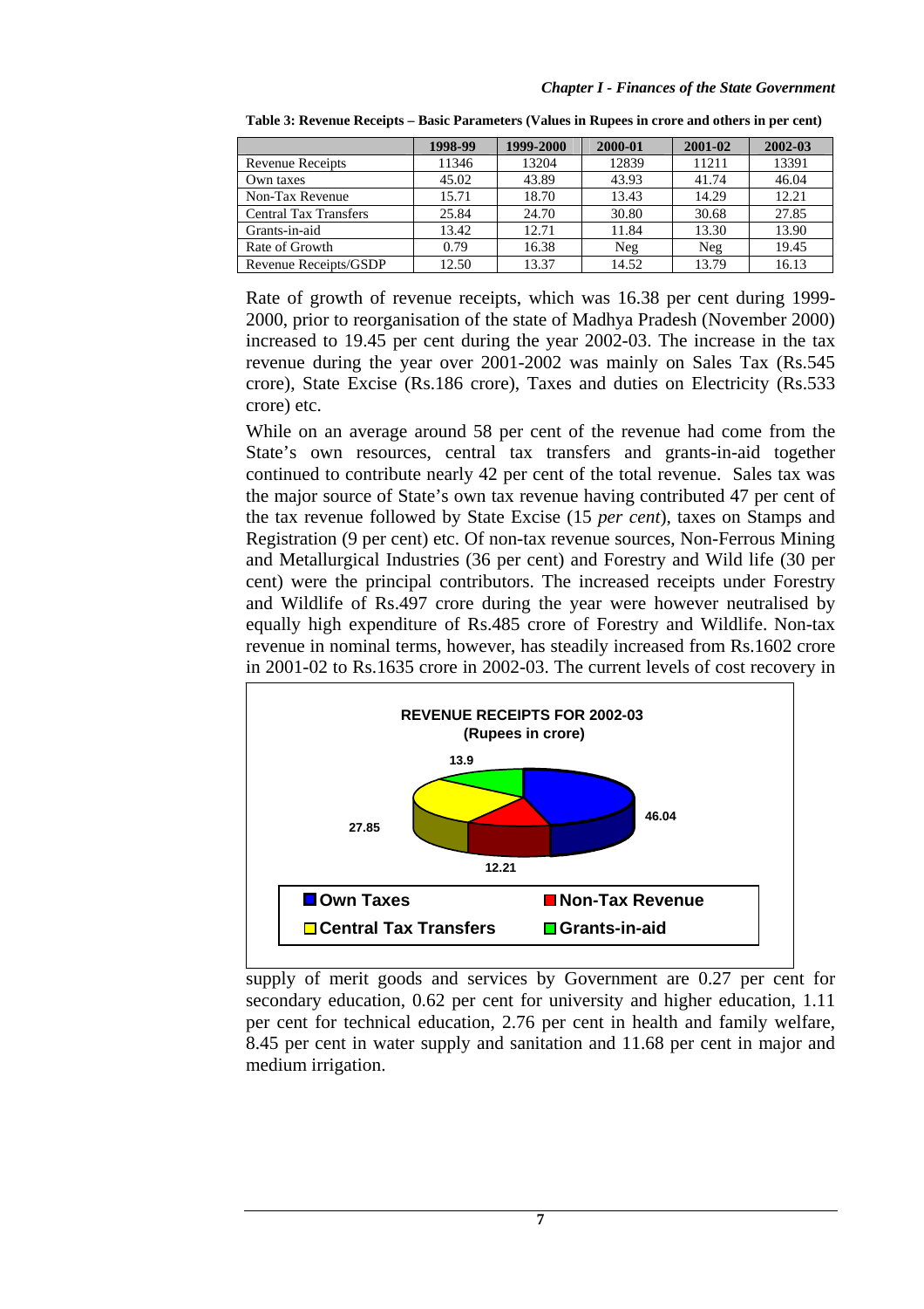**Table 3: Revenue Receipts – Basic Parameters (Values in Rupees in crore and others in per cent)**

| | 1998-99 | 1999-2000 | 2000-01 | 2001-02 | 2002-03 |
|---|---|---|---|---|---|
| Revenue Receipts | 11346 | 13204 | 12839 | 11211 | 13391 |
| Own taxes | 45.02 | 43.89 | 43.93 | 41.74 | 46.04 |
| Non-Tax Revenue | 15.71 | 18.70 | 13.43 | 14.29 | 12.21 |
| Central Tax Transfers | 25.84 | 24.70 | 30.80 | 30.68 | 27.85 |
| Grants-in-aid | 13.42 | 12.71 | 11.84 | 13.30 | 13.90 |
| Rate of Growth | 0.79 | 16.38 | Neg | Neg | 19.45 |
| Revenue Receipts/GSDP | 12.50 | 13.37 | 14.52 | 13.79 | 16.13 |

Rate of growth of revenue receipts, which was 16.38 per cent during 1999-2000, prior to reorganisation of the state of Madhya Pradesh (November 2000) increased to 19.45 per cent during the year 2002-03. The increase in the tax revenue during the year over 2001-2002 was mainly on Sales Tax (Rs.545 crore), State Excise (Rs.186 crore), Taxes and duties on Electricity (Rs.533 crore) etc.

While on an average around 58 per cent of the revenue had come from the State's own resources, central tax transfers and grants-in-aid together continued to contribute nearly 42 per cent of the total revenue. Sales tax was the major source of State's own tax revenue having contributed 47 per cent of the tax revenue followed by State Excise (15 *per cent*), taxes on Stamps and Registration (9 per cent) etc. Of non-tax revenue sources, Non-Ferrous Mining and Metallurgical Industries (36 per cent) and Forestry and Wild life (30 per cent) were the principal contributors. The increased receipts under Forestry and Wildlife of Rs.497 crore during the year were however neutralised by equally high expenditure of Rs.485 crore of Forestry and Wildlife. Non-tax revenue in nominal terms, however, has steadily increased from Rs.1602 crore in 2001-02 to Rs.1635 crore in 2002-03. The current levels of cost recovery in supply of merit goods and services by Government are 0.27 per cent for secondary education, 0.62 per cent for university and higher education, 1.11 per cent for technical education, 2.76 per cent in health and family welfare, 8.45 per cent in water supply and sanitation and 11.68 per cent in major and medium irrigation.

**REVENUE RECEIPTS FOR 2002-03**
**(Rupees in crore)**

- Own Taxes: 46.04
- Non-Tax Revenue: 12.21
- Central Tax Transfers: 27.85
- Grants-in-aid: 13.9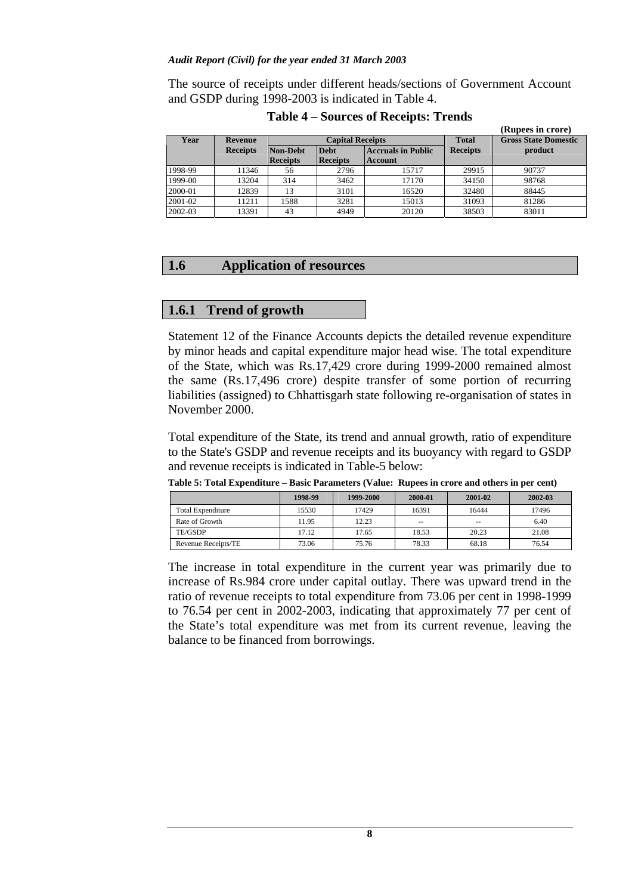The source of receipts under different heads/sections of Government Account and GSDP during 1998-2003 is indicated in Table 4.

**Table 4 – Sources of Receipts: Trends**

(Rupees in crore)

| Year | Revenue Receipts | Capital Receipts | | | Total Receipts | Gross State Domestic product |
|---|---|---|---|---|---|---|
| | | Non-Debt Receipts | Debt Receipts | Accruals in Public Account | | |
| 1998-99 | 11346 | 56 | 2796 | 15717 | 29915 | 90737 |
| 1999-00 | 13204 | 314 | 3462 | 17170 | 34150 | 98768 |
| 2000-01 | 12839 | 13 | 3101 | 16520 | 32480 | 88445 |
| 2001-02 | 11211 | 1588 | 3281 | 15013 | 31093 | 81286 |
| 2002-03 | 13391 | 43 | 4949 | 20120 | 38503 | 83011 |

## 1.6 Application of resources

### 1.6.1 Trend of growth

Statement 12 of the Finance Accounts depicts the detailed revenue expenditure by minor heads and capital expenditure major head wise. The total expenditure of the State, which was Rs.17,429 crore during 1999-2000 remained almost the same (Rs.17,496 crore) despite transfer of some portion of recurring liabilities (assigned) to Chhattisgarh state following re-organisation of states in November 2000.

Total expenditure of the State, its trend and annual growth, ratio of expenditure to the State's GSDP and revenue receipts and its buoyancy with regard to GSDP and revenue receipts is indicated in Table-5 below:

**Table 5: Total Expenditure – Basic Parameters (Value: Rupees in crore and others in per cent)**

| | 1998-99 | 1999-2000 | 2000-01 | 2001-02 | 2002-03 |
|---|---|---|---|---|---|
| Total Expenditure | 15530 | 17429 | 16391 | 16444 | 17496 |
| Rate of Growth | 11.95 | 12.23 | -- | -- | 6.40 |
| TE/GSDP | 17.12 | 17.65 | 18.53 | 20.23 | 21.08 |
| Revenue Receipts/TE | 73.06 | 75.76 | 78.33 | 68.18 | 76.54 |

The increase in total expenditure in the current year was primarily due to increase of Rs.984 crore under capital outlay. There was upward trend in the ratio of revenue receipts to total expenditure from 73.06 per cent in 1998-1999 to 76.54 per cent in 2002-2003, indicating that approximately 77 per cent of the State's total expenditure was met from its current revenue, leaving the balance to be financed from borrowings.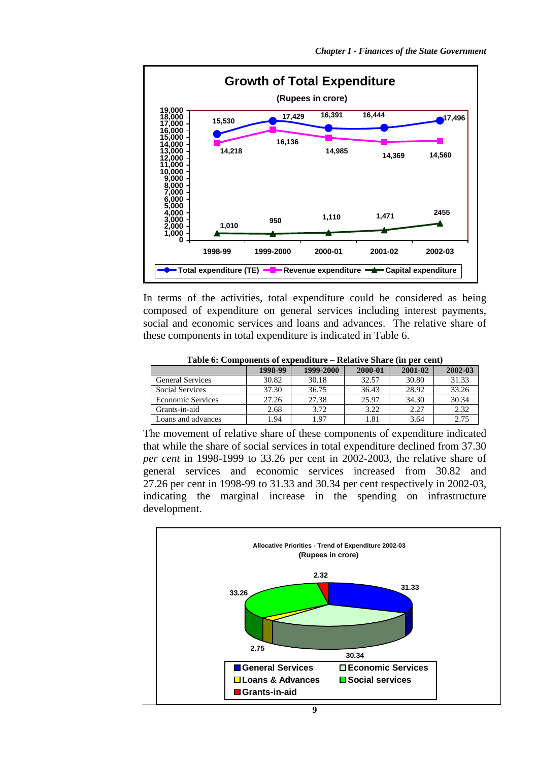**Growth of Total Expenditure**

(Rupees in crore)

| | 1998-99 | 1999-2000 | 2000-01 | 2001-02 | 2002-03 |
|---|---|---|---|---|---|
| Total expenditure (TE) | 15,530 | 17,429 | 16,391 | 16,444 | 17,496 |
| Revenue expenditure | 14,218 | 16,136 | 14,985 | 14,369 | 14,560 |
| Capital expenditure | 1,010 | 950 | 1,110 | 1,471 | 2455 |

In terms of the activities, total expenditure could be considered as being composed of expenditure on general services including interest payments, social and economic services and loans and advances. The relative share of these components in total expenditure is indicated in Table 6.

**Table 6: Components of expenditure – Relative Share (in per cent)**

| | 1998-99 | 1999-2000 | 2000-01 | 2001-02 | 2002-03 |
|---|---|---|---|---|---|
| General Services | 30.82 | 30.18 | 32.57 | 30.80 | 31.33 |
| Social Services | 37.30 | 36.75 | 36.43 | 28.92 | 33.26 |
| Economic Services | 27.26 | 27.38 | 25.97 | 34.30 | 30.34 |
| Grants-in-aid | 2.68 | 3.72 | 3.22 | 2.27 | 2.32 |
| Loans and advances | 1.94 | 1.97 | 1.81 | 3.64 | 2.75 |

The movement of relative share of these components of expenditure indicated that while the share of social services in total expenditure declined from 37.30 *per cent* in 1998-1999 to 33.26 per cent in 2002-2003, the relative share of general services and economic services increased from 30.82 and 27.26 per cent in 1998-99 to 31.33 and 30.34 per cent respectively in 2002-03, indicating the marginal increase in the spending on infrastructure development.

**Allocative Priorities - Trend of Expenditure 2002-03**
**(Rupees in crore)**

| Component | Share |
|---|---|
| General Services | 31.33 |
| Economic Services | 30.34 |
| Loans & Advances | 2.75 |
| Social services | 33.26 |
| Grants-in-aid | 2.32 |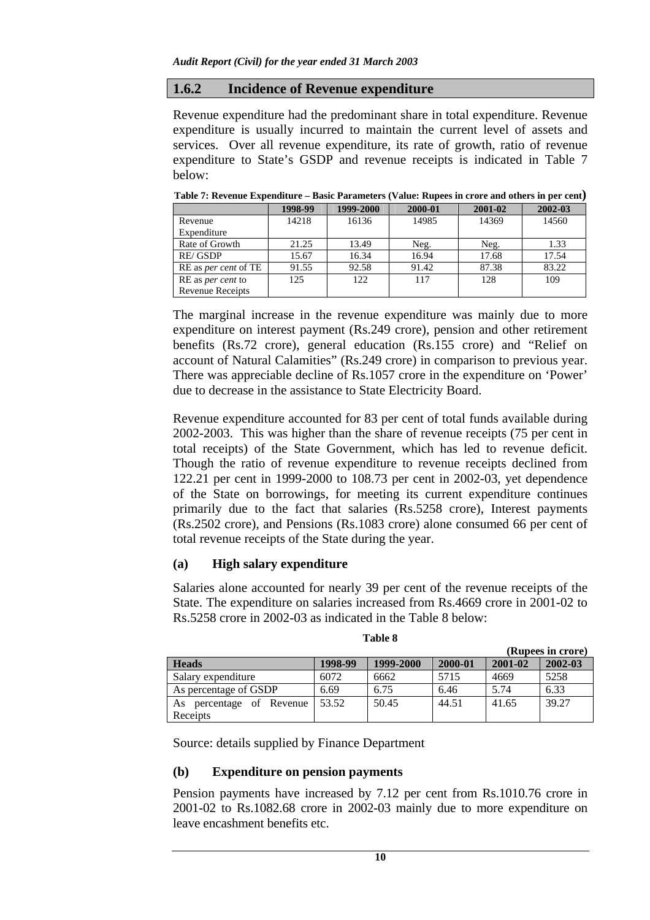### 1.6.2 Incidence of Revenue expenditure

Revenue expenditure had the predominant share in total expenditure. Revenue expenditure is usually incurred to maintain the current level of assets and services. Over all revenue expenditure, its rate of growth, ratio of revenue expenditure to State's GSDP and revenue receipts is indicated in Table 7 below:

**Table 7: Revenue Expenditure – Basic Parameters (Value: Rupees in crore and others in per cent)**

| | 1998-99 | 1999-2000 | 2000-01 | 2001-02 | 2002-03 |
|---|---|---|---|---|---|
| Revenue Expenditure | 14218 | 16136 | 14985 | 14369 | 14560 |
| Rate of Growth | 21.25 | 13.49 | Neg. | Neg. | 1.33 |
| RE/ GSDP | 15.67 | 16.34 | 16.94 | 17.68 | 17.54 |
| RE as *per cent* of TE | 91.55 | 92.58 | 91.42 | 87.38 | 83.22 |
| RE as *per cent* to Revenue Receipts | 125 | 122 | 117 | 128 | 109 |

The marginal increase in the revenue expenditure was mainly due to more expenditure on interest payment (Rs.249 crore), pension and other retirement benefits (Rs.72 crore), general education (Rs.155 crore) and "Relief on account of Natural Calamities" (Rs.249 crore) in comparison to previous year. There was appreciable decline of Rs.1057 crore in the expenditure on 'Power' due to decrease in the assistance to State Electricity Board.

Revenue expenditure accounted for 83 per cent of total funds available during 2002-2003. This was higher than the share of revenue receipts (75 per cent in total receipts) of the State Government, which has led to revenue deficit. Though the ratio of revenue expenditure to revenue receipts declined from 122.21 per cent in 1999-2000 to 108.73 per cent in 2002-03, yet dependence of the State on borrowings, for meeting its current expenditure continues primarily due to the fact that salaries (Rs.5258 crore), Interest payments (Rs.2502 crore), and Pensions (Rs.1083 crore) alone consumed 66 per cent of total revenue receipts of the State during the year.

#### (a) High salary expenditure

Salaries alone accounted for nearly 39 per cent of the revenue receipts of the State. The expenditure on salaries increased from Rs.4669 crore in 2001-02 to Rs.5258 crore in 2002-03 as indicated in the Table 8 below:

**Table 8**

**(Rupees in crore)**

| Heads | 1998-99 | 1999-2000 | 2000-01 | 2001-02 | 2002-03 |
|---|---|---|---|---|---|
| Salary expenditure | 6072 | 6662 | 5715 | 4669 | 5258 |
| As percentage of GSDP | 6.69 | 6.75 | 6.46 | 5.74 | 6.33 |
| As percentage of Revenue Receipts | 53.52 | 50.45 | 44.51 | 41.65 | 39.27 |

Source: details supplied by Finance Department

#### (b) Expenditure on pension payments

Pension payments have increased by 7.12 per cent from Rs.1010.76 crore in 2001-02 to Rs.1082.68 crore in 2002-03 mainly due to more expenditure on leave encashment benefits etc.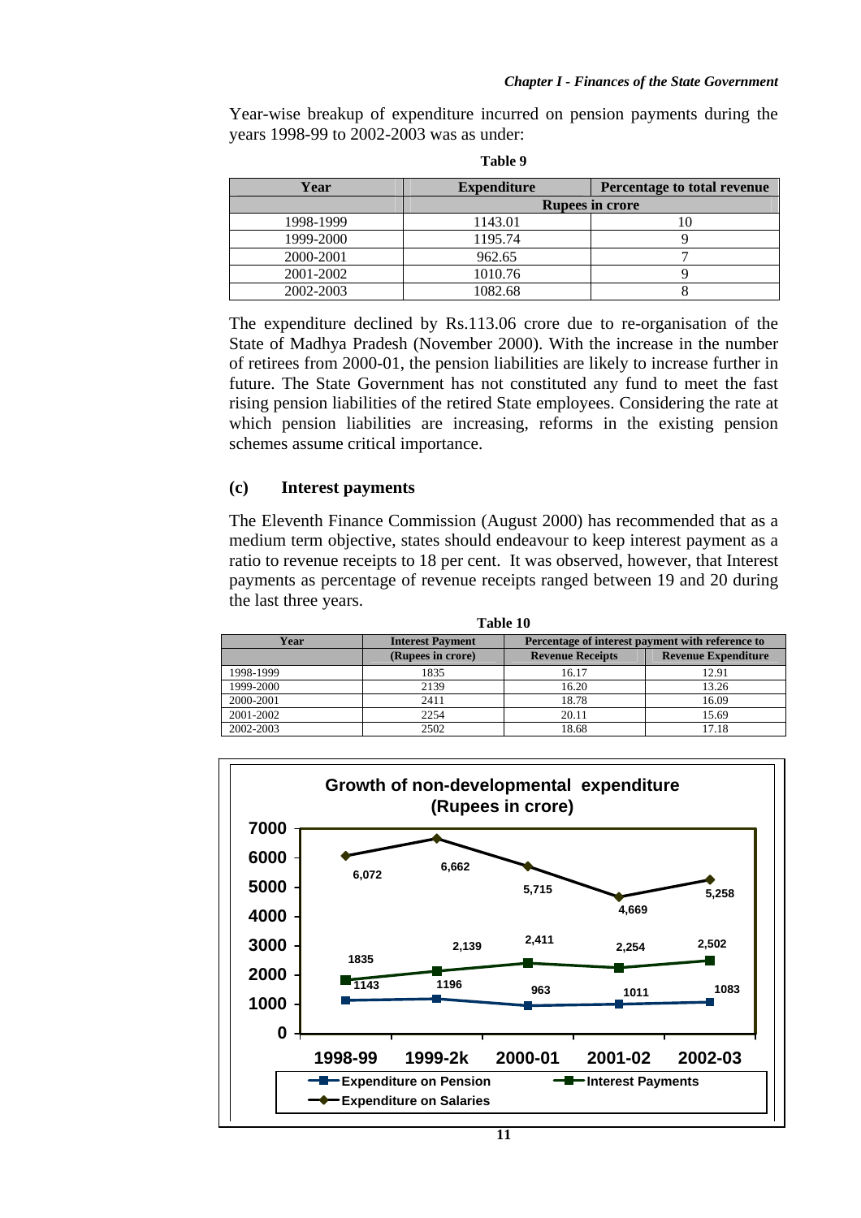Year-wise breakup of expenditure incurred on pension payments during the years 1998-99 to 2002-2003 was as under:

**Table 9**

| Year | Expenditure | Percentage to total revenue |
|---|---|---|
| | Rupees in crore | |
| 1998-1999 | 1143.01 | 10 |
| 1999-2000 | 1195.74 | 9 |
| 2000-2001 | 962.65 | 7 |
| 2001-2002 | 1010.76 | 9 |
| 2002-2003 | 1082.68 | 8 |

The expenditure declined by Rs.113.06 crore due to re-organisation of the State of Madhya Pradesh (November 2000). With the increase in the number of retirees from 2000-01, the pension liabilities are likely to increase further in future. The State Government has not constituted any fund to meet the fast rising pension liabilities of the retired State employees. Considering the rate at which pension liabilities are increasing, reforms in the existing pension schemes assume critical importance.

### (c) Interest payments

The Eleventh Finance Commission (August 2000) has recommended that as a medium term objective, states should endeavour to keep interest payment as a ratio to revenue receipts to 18 per cent. It was observed, however, that Interest payments as percentage of revenue receipts ranged between 19 and 20 during the last three years.

**Table 10**

| Year | Interest Payment | Percentage of interest payment with reference to | |
|---|---|---|---|
| | (Rupees in crore) | Revenue Receipts | Revenue Expenditure |
| 1998-1999 | 1835 | 16.17 | 12.91 |
| 1999-2000 | 2139 | 16.20 | 13.26 |
| 2000-2001 | 2411 | 18.78 | 16.09 |
| 2001-2002 | 2254 | 20.11 | 15.69 |
| 2002-2003 | 2502 | 18.68 | 17.18 |

**Growth of non-developmental expenditure (Rupees in crore)**

| Year | Expenditure on Pension | Interest Payments | Expenditure on Salaries |
|---|---|---|---|
| 1998-99 | 1143 | 1835 | 6,072 |
| 1999-2k | 1196 | 2,139 | 6,662 |
| 2000-01 | 963 | 2,411 | 5,715 |
| 2001-02 | 1011 | 2,254 | 4,669 |
| 2002-03 | 1083 | 2,502 | 5,258 |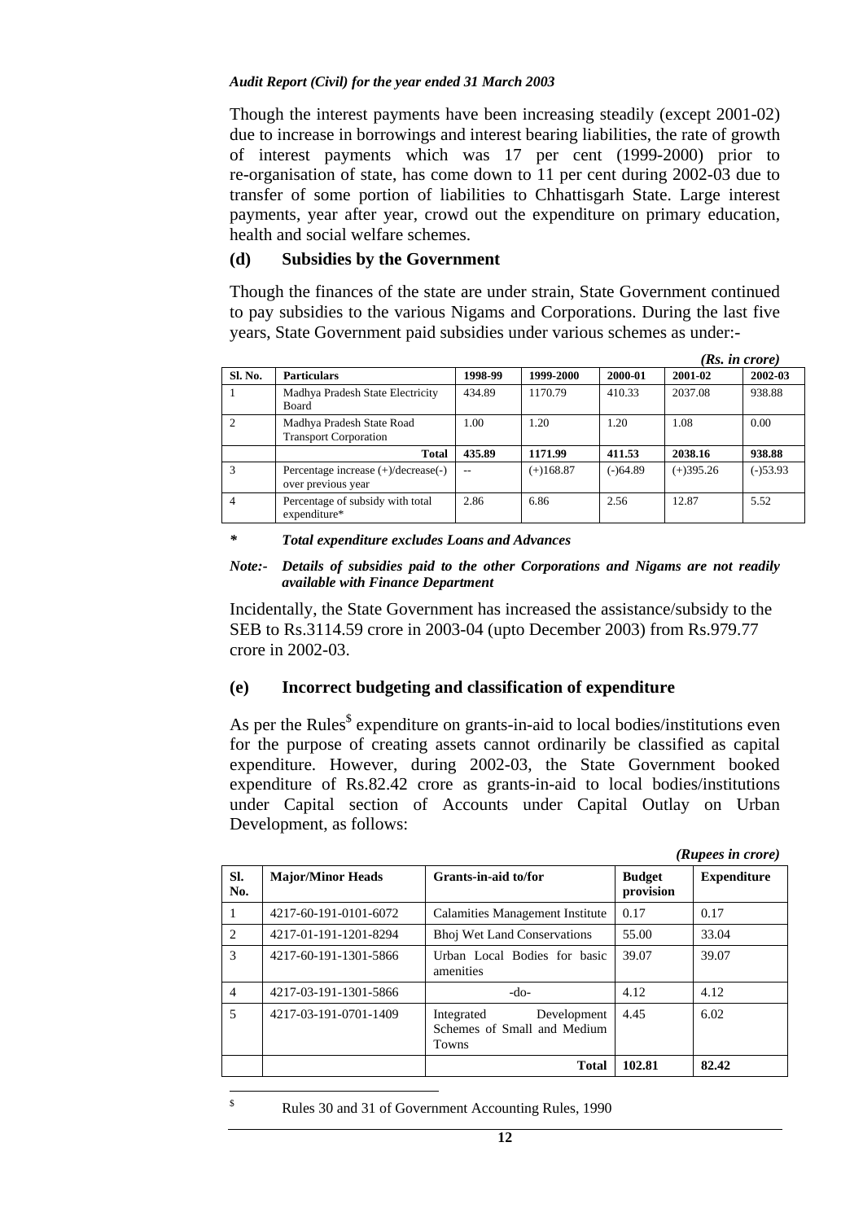Though the interest payments have been increasing steadily (except 2001-02) due to increase in borrowings and interest bearing liabilities, the rate of growth of interest payments which was 17 per cent (1999-2000) prior to re-organisation of state, has come down to 11 per cent during 2002-03 due to transfer of some portion of liabilities to Chhattisgarh State. Large interest payments, year after year, crowd out the expenditure on primary education, health and social welfare schemes.

### (d) Subsidies by the Government

Though the finances of the state are under strain, State Government continued to pay subsidies to the various Nigams and Corporations. During the last five years, State Government paid subsidies under various schemes as under:-

*(Rs. in crore)*

| Sl. No. | Particulars | 1998-99 | 1999-2000 | 2000-01 | 2001-02 | 2002-03 |
|---|---|---|---|---|---|---|
| 1 | Madhya Pradesh State Electricity Board | 434.89 | 1170.79 | 410.33 | 2037.08 | 938.88 |
| 2 | Madhya Pradesh State Road Transport Corporation | 1.00 | 1.20 | 1.20 | 1.08 | 0.00 |
| | **Total** | **435.89** | **1171.99** | **411.53** | **2038.16** | **938.88** |
| 3 | Percentage increase (+)/decrease(-) over previous year | -- | (+)168.87 | (-)64.89 | (+)395.26 | (-)53.93 |
| 4 | Percentage of subsidy with total expenditure* | 2.86 | 6.86 | 2.56 | 12.87 | 5.52 |

*\* Total expenditure excludes Loans and Advances*

*Note:- Details of subsidies paid to the other Corporations and Nigams are not readily available with Finance Department*

Incidentally, the State Government has increased the assistance/subsidy to the SEB to Rs.3114.59 crore in 2003-04 (upto December 2003) from Rs.979.77 crore in 2002-03.

### (e) Incorrect budgeting and classification of expenditure

As per the Rules[$] expenditure on grants-in-aid to local bodies/institutions even for the purpose of creating assets cannot ordinarily be classified as capital expenditure. However, during 2002-03, the State Government booked expenditure of Rs.82.42 crore as grants-in-aid to local bodies/institutions under Capital section of Accounts under Capital Outlay on Urban Development, as follows:

*(Rupees in crore)*

| Sl. No. | Major/Minor Heads | Grants-in-aid to/for | Budget provision | Expenditure |
|---|---|---|---|---|
| 1 | 4217-60-191-0101-6072 | Calamities Management Institute | 0.17 | 0.17 |
| 2 | 4217-01-191-1201-8294 | Bhoj Wet Land Conservations | 55.00 | 33.04 |
| 3 | 4217-60-191-1301-5866 | Urban Local Bodies for basic amenities | 39.07 | 39.07 |
| 4 | 4217-03-191-1301-5866 | -do- | 4.12 | 4.12 |
| 5 | 4217-03-191-0701-1409 | Integrated Development Schemes of Small and Medium Towns | 4.45 | 6.02 |
| | | **Total** | **102.81** | **82.42** |

[$] Rules 30 and 31 of Government Accounting Rules, 1990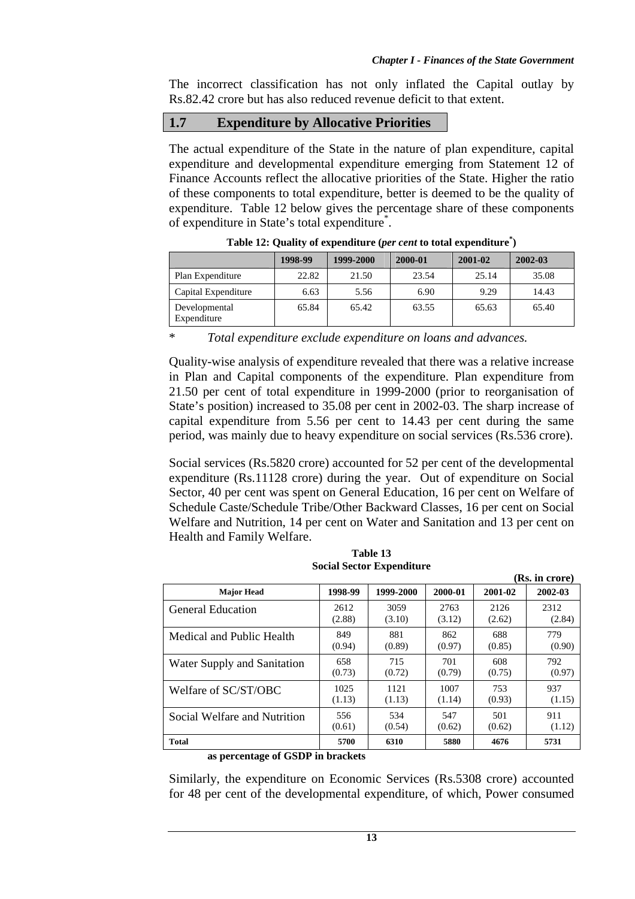The incorrect classification has not only inflated the Capital outlay by Rs.82.42 crore but has also reduced revenue deficit to that extent.

## 1.7 Expenditure by Allocative Priorities

The actual expenditure of the State in the nature of plan expenditure, capital expenditure and developmental expenditure emerging from Statement 12 of Finance Accounts reflect the allocative priorities of the State. Higher the ratio of these components to total expenditure, better is deemed to be the quality of expenditure. Table 12 below gives the percentage share of these components of expenditure in State's total expenditure*.

**Table 12: Quality of expenditure (*per cent* to total expenditure*)**

| | 1998-99 | 1999-2000 | 2000-01 | 2001-02 | 2002-03 |
|---|---|---|---|---|---|
| Plan Expenditure | 22.82 | 21.50 | 23.54 | 25.14 | 35.08 |
| Capital Expenditure | 6.63 | 5.56 | 6.90 | 9.29 | 14.43 |
| Developmental Expenditure | 65.84 | 65.42 | 63.55 | 65.63 | 65.40 |

\* *Total expenditure exclude expenditure on loans and advances.*

Quality-wise analysis of expenditure revealed that there was a relative increase in Plan and Capital components of the expenditure. Plan expenditure from 21.50 per cent of total expenditure in 1999-2000 (prior to reorganisation of State's position) increased to 35.08 per cent in 2002-03. The sharp increase of capital expenditure from 5.56 per cent to 14.43 per cent during the same period, was mainly due to heavy expenditure on social services (Rs.536 crore).

Social services (Rs.5820 crore) accounted for 52 per cent of the developmental expenditure (Rs.11128 crore) during the year. Out of expenditure on Social Sector, 40 per cent was spent on General Education, 16 per cent on Welfare of Schedule Caste/Schedule Tribe/Other Backward Classes, 16 per cent on Social Welfare and Nutrition, 14 per cent on Water and Sanitation and 13 per cent on Health and Family Welfare.

**Table 13**
**Social Sector Expenditure**

**(Rs. in crore)**

| Major Head | 1998-99 | 1999-2000 | 2000-01 | 2001-02 | 2002-03 |
|---|---|---|---|---|---|
| General Education | 2612 (2.88) | 3059 (3.10) | 2763 (3.12) | 2126 (2.62) | 2312 (2.84) |
| Medical and Public Health | 849 (0.94) | 881 (0.89) | 862 (0.97) | 688 (0.85) | 779 (0.90) |
| Water Supply and Sanitation | 658 (0.73) | 715 (0.72) | 701 (0.79) | 608 (0.75) | 792 (0.97) |
| Welfare of SC/ST/OBC | 1025 (1.13) | 1121 (1.13) | 1007 (1.14) | 753 (0.93) | 937 (1.15) |
| Social Welfare and Nutrition | 556 (0.61) | 534 (0.54) | 547 (0.62) | 501 (0.62) | 911 (1.12) |
| **Total** | **5700** | **6310** | **5880** | **4676** | **5731** |

**as percentage of GSDP in brackets**

Similarly, the expenditure on Economic Services (Rs.5308 crore) accounted for 48 per cent of the developmental expenditure, of which, Power consumed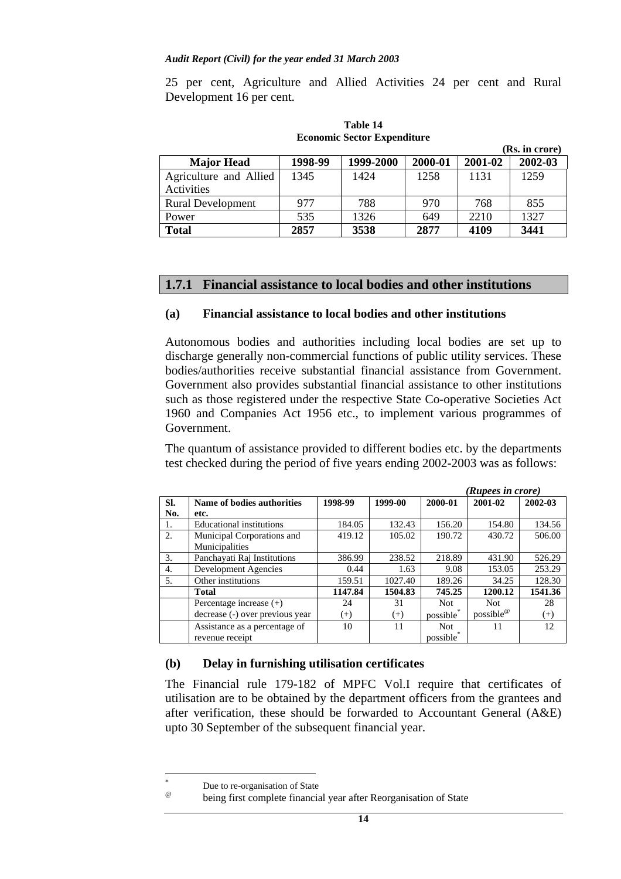25 per cent, Agriculture and Allied Activities 24 per cent and Rural Development 16 per cent.

**Table 14**
**Economic Sector Expenditure**

**(Rs. in crore)**

| Major Head | 1998-99 | 1999-2000 | 2000-01 | 2001-02 | 2002-03 |
|---|---|---|---|---|---|
| Agriculture and Allied Activities | 1345 | 1424 | 1258 | 1131 | 1259 |
| Rural Development | 977 | 788 | 970 | 768 | 855 |
| Power | 535 | 1326 | 649 | 2210 | 1327 |
| **Total** | **2857** | **3538** | **2877** | **4109** | **3441** |

## 1.7.1 Financial assistance to local bodies and other institutions

### (a) Financial assistance to local bodies and other institutions

Autonomous bodies and authorities including local bodies are set up to discharge generally non-commercial functions of public utility services. These bodies/authorities receive substantial financial assistance from Government. Government also provides substantial financial assistance to other institutions such as those registered under the respective State Co-operative Societies Act 1960 and Companies Act 1956 etc., to implement various programmes of Government.

The quantum of assistance provided to different bodies etc. by the departments test checked during the period of five years ending 2002-2003 was as follows:

*(Rupees in crore)*

| Sl. No. | Name of bodies authorities etc. | 1998-99 | 1999-00 | 2000-01 | 2001-02 | 2002-03 |
|---|---|---|---|---|---|---|
| 1. | Educational institutions | 184.05 | 132.43 | 156.20 | 154.80 | 134.56 |
| 2. | Municipal Corporations and Municipalities | 419.12 | 105.02 | 190.72 | 430.72 | 506.00 |
| 3. | Panchayati Raj Institutions | 386.99 | 238.52 | 218.89 | 431.90 | 526.29 |
| 4. | Development Agencies | 0.44 | 1.63 | 9.08 | 153.05 | 253.29 |
| 5. | Other institutions | 159.51 | 1027.40 | 189.26 | 34.25 | 128.30 |
| | **Total** | **1147.84** | **1504.83** | **745.25** | **1200.12** | **1541.36** |
| | Percentage increase (+) decrease (-) over previous year | 24 (+) | 31 (+) | Not possible* | Not possible@ | 28 (+) |
| | Assistance as a percentage of revenue receipt | 10 | 11 | Not possible* | 11 | 12 |

### (b) Delay in furnishing utilisation certificates

The Financial rule 179-182 of MPFC Vol.I require that certificates of utilisation are to be obtained by the department officers from the grantees and after verification, these should be forwarded to Accountant General (A&E) upto 30 September of the subsequent financial year.

---

* Due to re-organisation of State

@ being first complete financial year after Reorganisation of State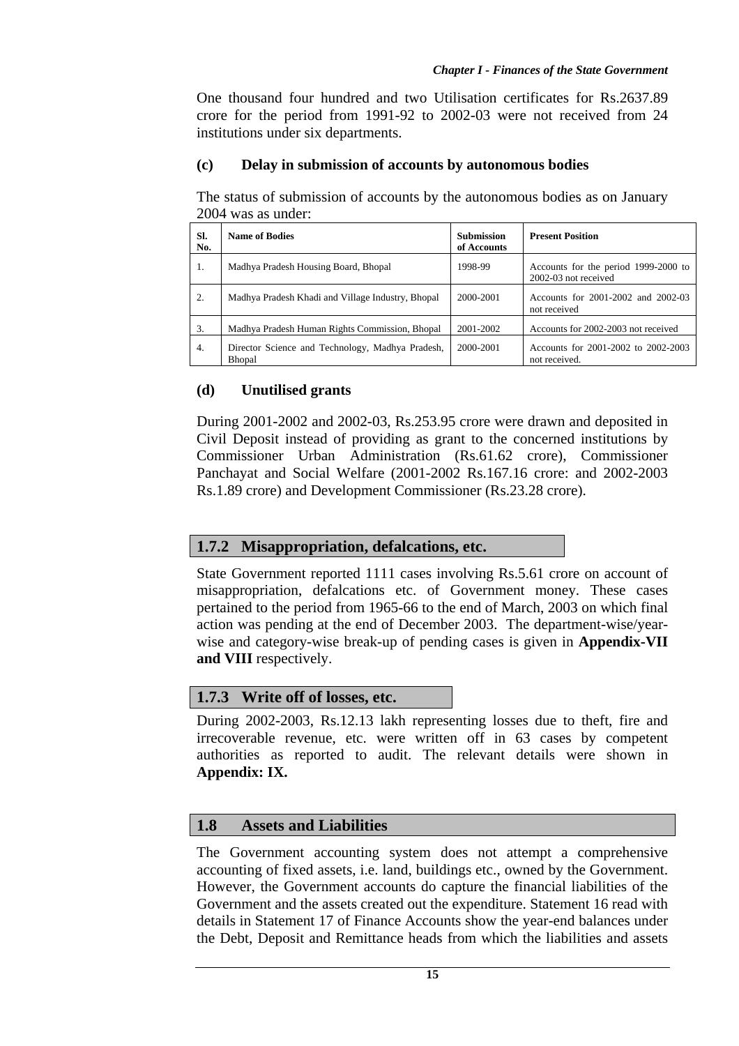One thousand four hundred and two Utilisation certificates for Rs.2637.89 crore for the period from 1991-92 to 2002-03 were not received from 24 institutions under six departments.

### (c) Delay in submission of accounts by autonomous bodies

The status of submission of accounts by the autonomous bodies as on January 2004 was as under:

| Sl. No. | Name of Bodies | Submission of Accounts | Present Position |
|---|---|---|---|
| 1. | Madhya Pradesh Housing Board, Bhopal | 1998-99 | Accounts for the period 1999-2000 to 2002-03 not received |
| 2. | Madhya Pradesh Khadi and Village Industry, Bhopal | 2000-2001 | Accounts for 2001-2002 and 2002-03 not received |
| 3. | Madhya Pradesh Human Rights Commission, Bhopal | 2001-2002 | Accounts for 2002-2003 not received |
| 4. | Director Science and Technology, Madhya Pradesh, Bhopal | 2000-2001 | Accounts for 2001-2002 to 2002-2003 not received. |

### (d) Unutilised grants

During 2001-2002 and 2002-03, Rs.253.95 crore were drawn and deposited in Civil Deposit instead of providing as grant to the concerned institutions by Commissioner Urban Administration (Rs.61.62 crore), Commissioner Panchayat and Social Welfare (2001-2002 Rs.167.16 crore: and 2002-2003 Rs.1.89 crore) and Development Commissioner (Rs.23.28 crore).

## 1.7.2 Misappropriation, defalcations, etc.

State Government reported 1111 cases involving Rs.5.61 crore on account of misappropriation, defalcations etc. of Government money. These cases pertained to the period from 1965-66 to the end of March, 2003 on which final action was pending at the end of December 2003. The department-wise/year-wise and category-wise break-up of pending cases is given in **Appendix-VII and VIII** respectively.

## 1.7.3 Write off of losses, etc.

During 2002-2003, Rs.12.13 lakh representing losses due to theft, fire and irrecoverable revenue, etc. were written off in 63 cases by competent authorities as reported to audit. The relevant details were shown in **Appendix: IX.**

## 1.8 Assets and Liabilities

The Government accounting system does not attempt a comprehensive accounting of fixed assets, i.e. land, buildings etc., owned by the Government. However, the Government accounts do capture the financial liabilities of the Government and the assets created out the expenditure. Statement 16 read with details in Statement 17 of Finance Accounts show the year-end balances under the Debt, Deposit and Remittance heads from which the liabilities and assets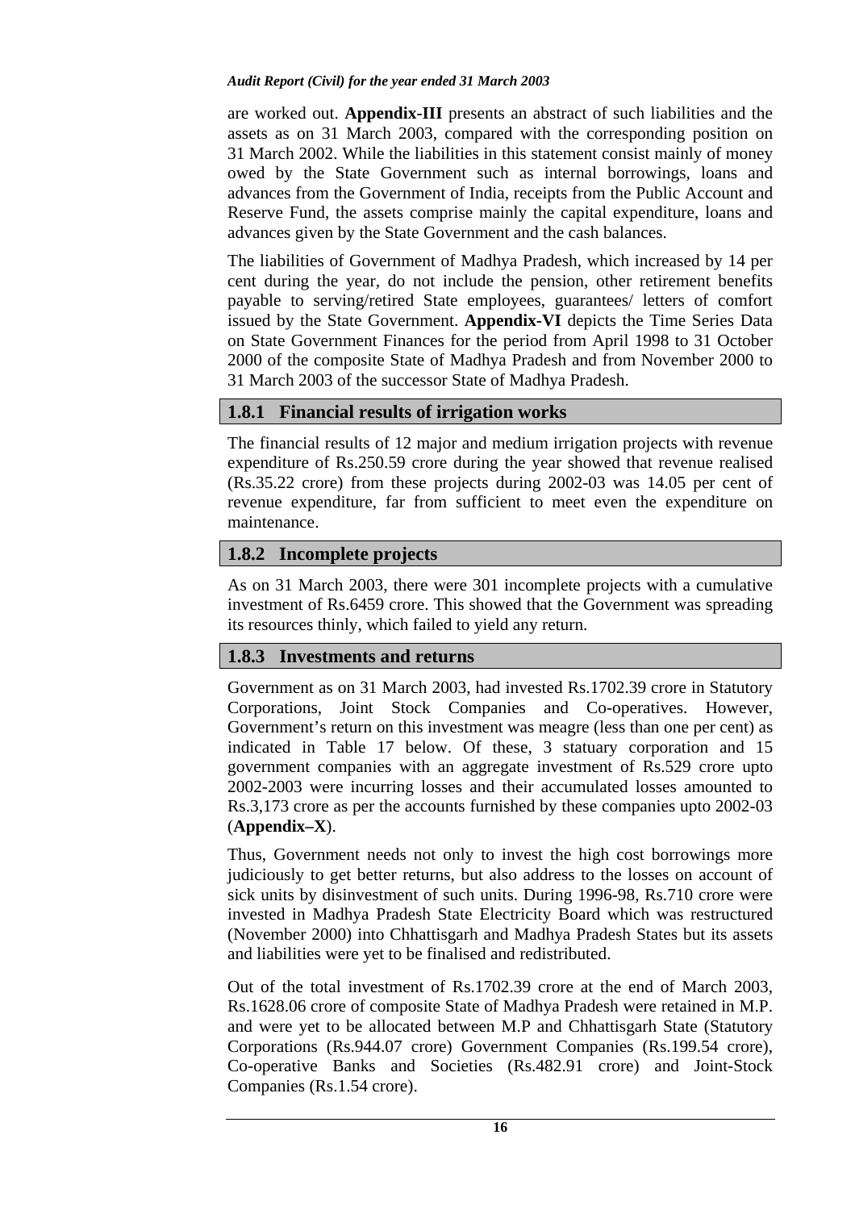are worked out. **Appendix-III** presents an abstract of such liabilities and the assets as on 31 March 2003, compared with the corresponding position on 31 March 2002. While the liabilities in this statement consist mainly of money owed by the State Government such as internal borrowings, loans and advances from the Government of India, receipts from the Public Account and Reserve Fund, the assets comprise mainly the capital expenditure, loans and advances given by the State Government and the cash balances.

The liabilities of Government of Madhya Pradesh, which increased by 14 per cent during the year, do not include the pension, other retirement benefits payable to serving/retired State employees, guarantees/ letters of comfort issued by the State Government. **Appendix-VI** depicts the Time Series Data on State Government Finances for the period from April 1998 to 31 October 2000 of the composite State of Madhya Pradesh and from November 2000 to 31 March 2003 of the successor State of Madhya Pradesh.

### 1.8.1 Financial results of irrigation works

The financial results of 12 major and medium irrigation projects with revenue expenditure of Rs.250.59 crore during the year showed that revenue realised (Rs.35.22 crore) from these projects during 2002-03 was 14.05 per cent of revenue expenditure, far from sufficient to meet even the expenditure on maintenance.

### 1.8.2 Incomplete projects

As on 31 March 2003, there were 301 incomplete projects with a cumulative investment of Rs.6459 crore. This showed that the Government was spreading its resources thinly, which failed to yield any return.

### 1.8.3 Investments and returns

Government as on 31 March 2003, had invested Rs.1702.39 crore in Statutory Corporations, Joint Stock Companies and Co-operatives. However, Government's return on this investment was meagre (less than one per cent) as indicated in Table 17 below. Of these, 3 statuary corporation and 15 government companies with an aggregate investment of Rs.529 crore upto 2002-2003 were incurring losses and their accumulated losses amounted to Rs.3,173 crore as per the accounts furnished by these companies upto 2002-03 (**Appendix–X**).

Thus, Government needs not only to invest the high cost borrowings more judiciously to get better returns, but also address to the losses on account of sick units by disinvestment of such units. During 1996-98, Rs.710 crore were invested in Madhya Pradesh State Electricity Board which was restructured (November 2000) into Chhattisgarh and Madhya Pradesh States but its assets and liabilities were yet to be finalised and redistributed.

Out of the total investment of Rs.1702.39 crore at the end of March 2003, Rs.1628.06 crore of composite State of Madhya Pradesh were retained in M.P. and were yet to be allocated between M.P and Chhattisgarh State (Statutory Corporations (Rs.944.07 crore) Government Companies (Rs.199.54 crore), Co-operative Banks and Societies (Rs.482.91 crore) and Joint-Stock Companies (Rs.1.54 crore).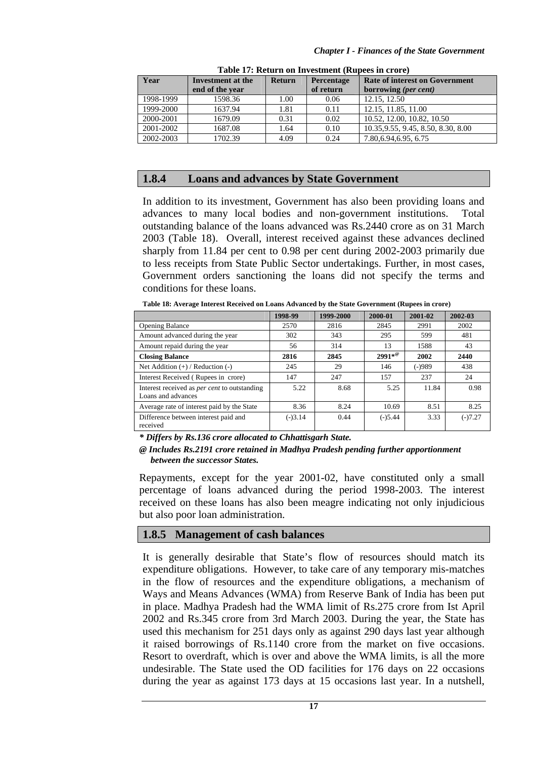**Table 17: Return on Investment (Rupees in crore)**

| Year | Investment at the end of the year | Return | Percentage of return | Rate of interest on Government borrowing *(per cent)* |
|---|---|---|---|---|
| 1998-1999 | 1598.36 | 1.00 | 0.06 | 12.15, 12.50 |
| 1999-2000 | 1637.94 | 1.81 | 0.11 | 12.15, 11.85, 11.00 |
| 2000-2001 | 1679.09 | 0.31 | 0.02 | 10.52, 12.00, 10.82, 10.50 |
| 2001-2002 | 1687.08 | 1.64 | 0.10 | 10.35,9.55, 9.45, 8.50, 8.30, 8.00 |
| 2002-2003 | 1702.39 | 4.09 | 0.24 | 7.80,6.94,6.95, 6.75 |

## 1.8.4 Loans and advances by State Government

In addition to its investment, Government has also been providing loans and advances to many local bodies and non-government institutions. Total outstanding balance of the loans advanced was Rs.2440 crore as on 31 March 2003 (Table 18). Overall, interest received against these advances declined sharply from 11.84 per cent to 0.98 per cent during 2002-2003 primarily due to less receipts from State Public Sector undertakings. Further, in most cases, Government orders sanctioning the loans did not specify the terms and conditions for these loans.

**Table 18: Average Interest Received on Loans Advanced by the State Government (Rupees in crore)**

| | 1998-99 | 1999-2000 | 2000-01 | 2001-02 | 2002-03 |
|---|---|---|---|---|---|
| Opening Balance | 2570 | 2816 | 2845 | 2991 | 2002 |
| Amount advanced during the year | 302 | 343 | 295 | 599 | 481 |
| Amount repaid during the year | 56 | 314 | 13 | 1588 | 43 |
| **Closing Balance** | **2816** | **2845** | **2991*@** | **2002** | **2440** |
| Net Addition (+) / Reduction (-) | 245 | 29 | 146 | (-)989 | 438 |
| Interest Received ( Rupees in crore) | 147 | 247 | 157 | 237 | 24 |
| Interest received as *per cent* to outstanding Loans and advances | 5.22 | 8.68 | 5.25 | 11.84 | 0.98 |
| Average rate of interest paid by the State | 8.36 | 8.24 | 10.69 | 8.51 | 8.25 |
| Difference between interest paid and received | (-)3.14 | 0.44 | (-)5.44 | 3.33 | (-)7.27 |

***** *Differs by Rs.136 crore allocated to Chhattisgarh State.*

***@ Includes Rs.2191 crore retained in Madhya Pradesh pending further apportionment between the successor States.***

Repayments, except for the year 2001-02, have constituted only a small percentage of loans advanced during the period 1998-2003. The interest received on these loans has also been meagre indicating not only injudicious but also poor loan administration.

## 1.8.5 Management of cash balances

It is generally desirable that State's flow of resources should match its expenditure obligations. However, to take care of any temporary mis-matches in the flow of resources and the expenditure obligations, a mechanism of Ways and Means Advances (WMA) from Reserve Bank of India has been put in place. Madhya Pradesh had the WMA limit of Rs.275 crore from Ist April 2002 and Rs.345 crore from 3rd March 2003. During the year, the State has used this mechanism for 251 days only as against 290 days last year although it raised borrowings of Rs.1140 crore from the market on five occasions. Resort to overdraft, which is over and above the WMA limits, is all the more undesirable. The State used the OD facilities for 176 days on 22 occasions during the year as against 173 days at 15 occasions last year. In a nutshell,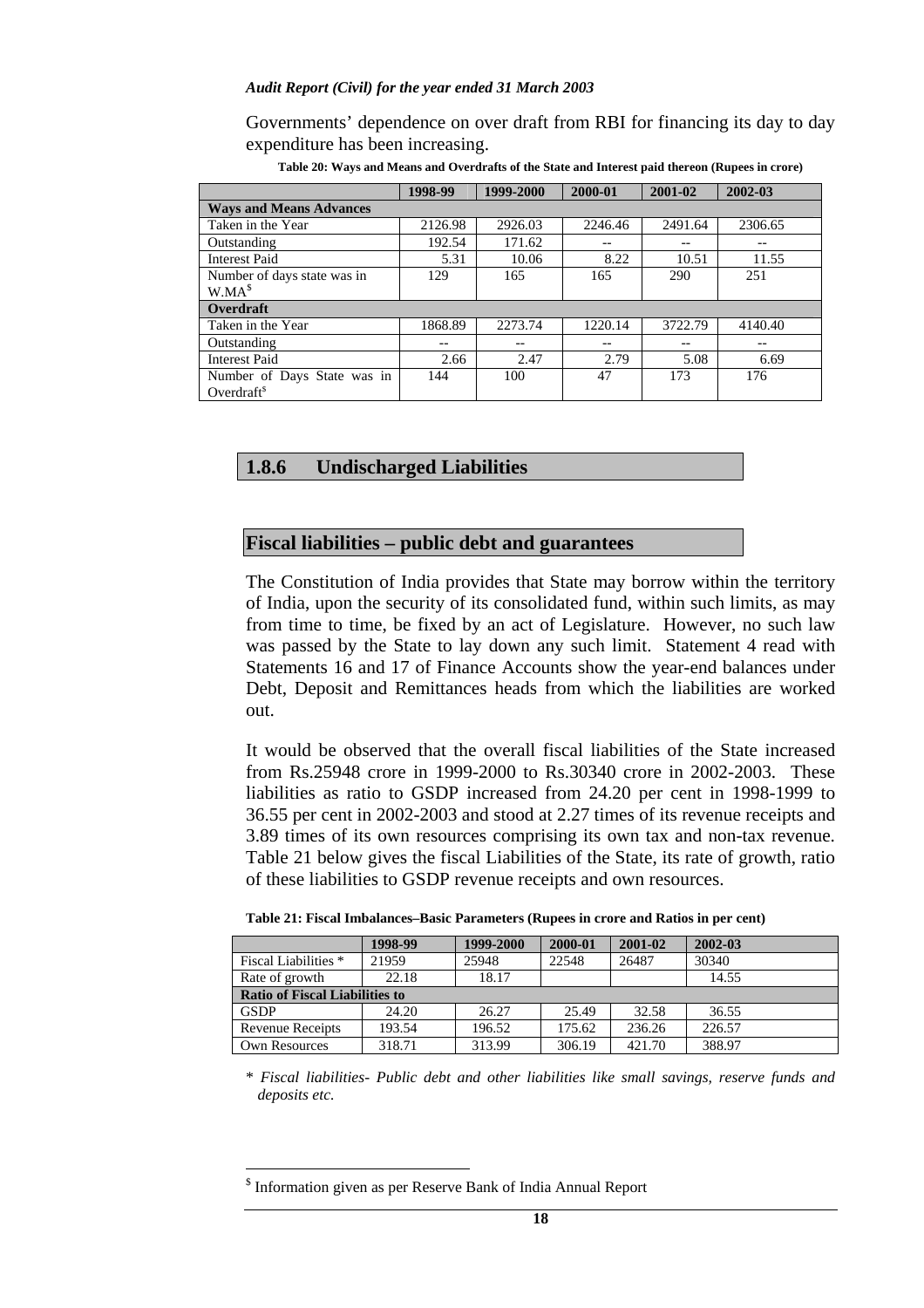Governments' dependence on over draft from RBI for financing its day to day expenditure has been increasing.

**Table 20: Ways and Means and Overdrafts of the State and Interest paid thereon (Rupees in crore)**

| | 1998-99 | 1999-2000 | 2000-01 | 2001-02 | 2002-03 |
|---|---|---|---|---|---|
| **Ways and Means Advances** | | | | | |
| Taken in the Year | 2126.98 | 2926.03 | 2246.46 | 2491.64 | 2306.65 |
| Outstanding | 192.54 | 171.62 | -- | -- | -- |
| Interest Paid | 5.31 | 10.06 | 8.22 | 10.51 | 11.55 |
| Number of days state was in W.MA[$] | 129 | 165 | 165 | 290 | 251 |
| **Overdraft** | | | | | |
| Taken in the Year | 1868.89 | 2273.74 | 1220.14 | 3722.79 | 4140.40 |
| Outstanding | -- | -- | -- | -- | -- |
| Interest Paid | 2.66 | 2.47 | 2.79 | 5.08 | 6.69 |
| Number of Days State was in Overdraft[$] | 144 | 100 | 47 | 173 | 176 |

## 1.8.6 Undischarged Liabilities

### Fiscal liabilities – public debt and guarantees

The Constitution of India provides that State may borrow within the territory of India, upon the security of its consolidated fund, within such limits, as may from time to time, be fixed by an act of Legislature. However, no such law was passed by the State to lay down any such limit. Statement 4 read with Statements 16 and 17 of Finance Accounts show the year-end balances under Debt, Deposit and Remittances heads from which the liabilities are worked out.

It would be observed that the overall fiscal liabilities of the State increased from Rs.25948 crore in 1999-2000 to Rs.30340 crore in 2002-2003. These liabilities as ratio to GSDP increased from 24.20 per cent in 1998-1999 to 36.55 per cent in 2002-2003 and stood at 2.27 times of its revenue receipts and 3.89 times of its own resources comprising its own tax and non-tax revenue. Table 21 below gives the fiscal Liabilities of the State, its rate of growth, ratio of these liabilities to GSDP revenue receipts and own resources.

**Table 21: Fiscal Imbalances–Basic Parameters (Rupees in crore and Ratios in per cent)**

| | 1998-99 | 1999-2000 | 2000-01 | 2001-02 | 2002-03 |
|---|---|---|---|---|---|
| Fiscal Liabilities * | 21959 | 25948 | 22548 | 26487 | 30340 |
| Rate of growth | 22.18 | 18.17 | | | 14.55 |
| **Ratio of Fiscal Liabilities to** | | | | | |
| GSDP | 24.20 | 26.27 | 25.49 | 32.58 | 36.55 |
| Revenue Receipts | 193.54 | 196.52 | 175.62 | 236.26 | 226.57 |
| Own Resources | 318.71 | 313.99 | 306.19 | 421.70 | 388.97 |

*\* Fiscal liabilities- Public debt and other liabilities like small savings, reserve funds and deposits etc.*

[$] Information given as per Reserve Bank of India Annual Report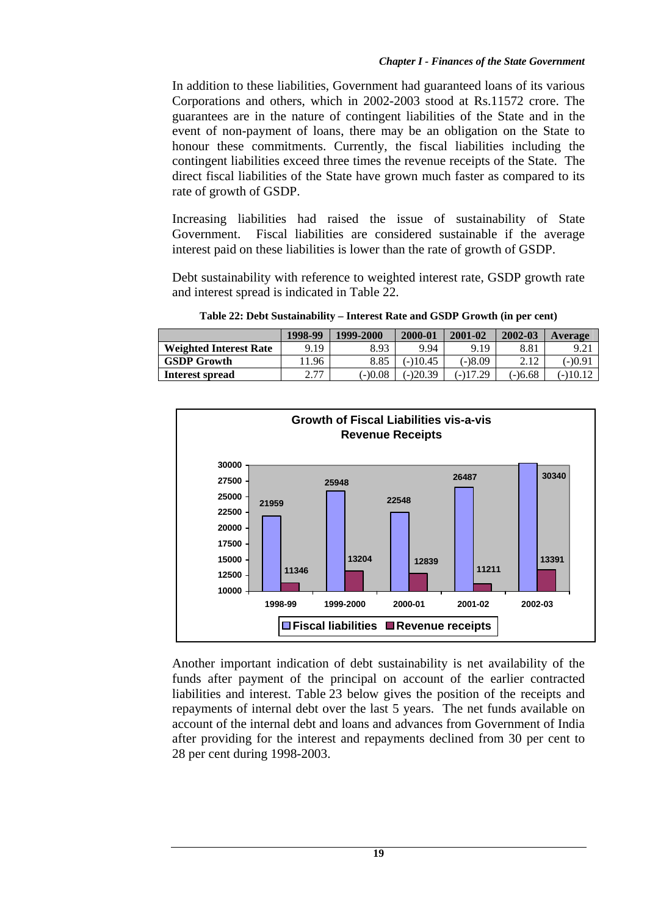In addition to these liabilities, Government had guaranteed loans of its various Corporations and others, which in 2002-2003 stood at Rs.11572 crore. The guarantees are in the nature of contingent liabilities of the State and in the event of non-payment of loans, there may be an obligation on the State to honour these commitments. Currently, the fiscal liabilities including the contingent liabilities exceed three times the revenue receipts of the State. The direct fiscal liabilities of the State have grown much faster as compared to its rate of growth of GSDP.

Increasing liabilities had raised the issue of sustainability of State Government. Fiscal liabilities are considered sustainable if the average interest paid on these liabilities is lower than the rate of growth of GSDP.

Debt sustainability with reference to weighted interest rate, GSDP growth rate and interest spread is indicated in Table 22.

**Table 22: Debt Sustainability – Interest Rate and GSDP Growth (in per cent)**

| | 1998-99 | 1999-2000 | 2000-01 | 2001-02 | 2002-03 | Average |
|---|---|---|---|---|---|---|
| **Weighted Interest Rate** | 9.19 | 8.93 | 9.94 | 9.19 | 8.81 | 9.21 |
| **GSDP Growth** | 11.96 | 8.85 | (-)10.45 | (-)8.09 | 2.12 | (-)0.91 |
| **Interest spread** | 2.77 | (-)0.08 | (-)20.39 | (-)17.29 | (-)6.68 | (-)10.12 |

**Growth of Fiscal Liabilities vis-a-vis Revenue Receipts**

| | 1998-99 | 1999-2000 | 2000-01 | 2001-02 | 2002-03 |
|---|---|---|---|---|---|
| Fiscal liabilities | 21959 | 25948 | 22548 | 26487 | 30340 |
| Revenue receipts | 11346 | 13204 | 12839 | 11211 | 13391 |

Another important indication of debt sustainability is net availability of the funds after payment of the principal on account of the earlier contracted liabilities and interest. Table 23 below gives the position of the receipts and repayments of internal debt over the last 5 years. The net funds available on account of the internal debt and loans and advances from Government of India after providing for the interest and repayments declined from 30 per cent to 28 per cent during 1998-2003.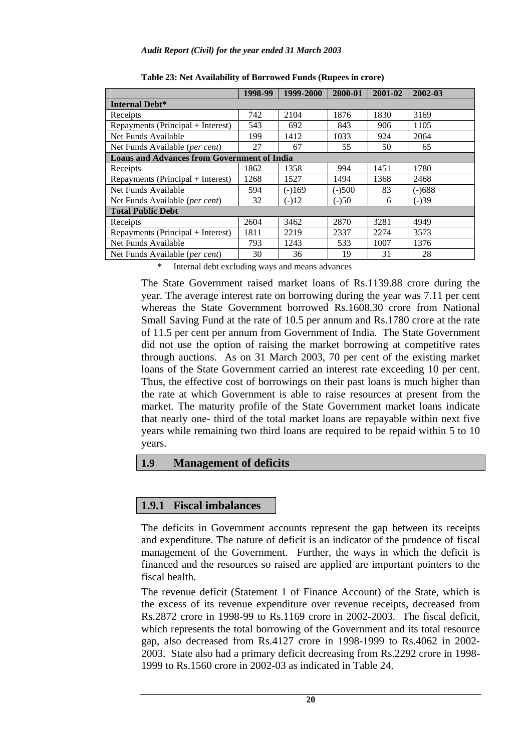**Table 23: Net Availability of Borrowed Funds (Rupees in crore)**

| | 1998-99 | 1999-2000 | 2000-01 | 2001-02 | 2002-03 |
|---|---|---|---|---|---|
| **Internal Debt*** | | | | | |
| Receipts | 742 | 2104 | 1876 | 1830 | 3169 |
| Repayments (Principal + Interest) | 543 | 692 | 843 | 906 | 1105 |
| Net Funds Available | 199 | 1412 | 1033 | 924 | 2064 |
| Net Funds Available (*per cent*) | 27 | 67 | 55 | 50 | 65 |
| **Loans and Advances from Government of India** | | | | | |
| Receipts | 1862 | 1358 | 994 | 1451 | 1780 |
| Repayments (Principal + Interest) | 1268 | 1527 | 1494 | 1368 | 2468 |
| Net Funds Available | 594 | (-)169 | (-)500 | 83 | (-)688 |
| Net Funds Available (*per cent*) | 32 | (-)12 | (-)50 | 6 | (-)39 |
| **Total Public Debt** | | | | | |
| Receipts | 2604 | 3462 | 2870 | 3281 | 4949 |
| Repayments (Principal + Interest) | 1811 | 2219 | 2337 | 2274 | 3573 |
| Net Funds Available | 793 | 1243 | 533 | 1007 | 1376 |
| Net Funds Available (*per cent*) | 30 | 36 | 19 | 31 | 28 |

\* Internal debt excluding ways and means advances

The State Government raised market loans of Rs.1139.88 crore during the year. The average interest rate on borrowing during the year was 7.11 per cent whereas the State Government borrowed Rs.1608.30 crore from National Small Saving Fund at the rate of 10.5 per annum and Rs.1780 crore at the rate of 11.5 per cent per annum from Government of India. The State Government did not use the option of raising the market borrowing at competitive rates through auctions. As on 31 March 2003, 70 per cent of the existing market loans of the State Government carried an interest rate exceeding 10 per cent. Thus, the effective cost of borrowings on their past loans is much higher than the rate at which Government is able to raise resources at present from the market. The maturity profile of the State Government market loans indicate that nearly one- third of the total market loans are repayable within next five years while remaining two third loans are required to be repaid within 5 to 10 years.

## 1.9 Management of deficits

### 1.9.1 Fiscal imbalances

The deficits in Government accounts represent the gap between its receipts and expenditure. The nature of deficit is an indicator of the prudence of fiscal management of the Government. Further, the ways in which the deficit is financed and the resources so raised are applied are important pointers to the fiscal health.

The revenue deficit (Statement 1 of Finance Account) of the State, which is the excess of its revenue expenditure over revenue receipts, decreased from Rs.2872 crore in 1998-99 to Rs.1169 crore in 2002-2003. The fiscal deficit, which represents the total borrowing of the Government and its total resource gap, also decreased from Rs.4127 crore in 1998-1999 to Rs.4062 in 2002-2003. State also had a primary deficit decreasing from Rs.2292 crore in 1998-1999 to Rs.1560 crore in 2002-03 as indicated in Table 24.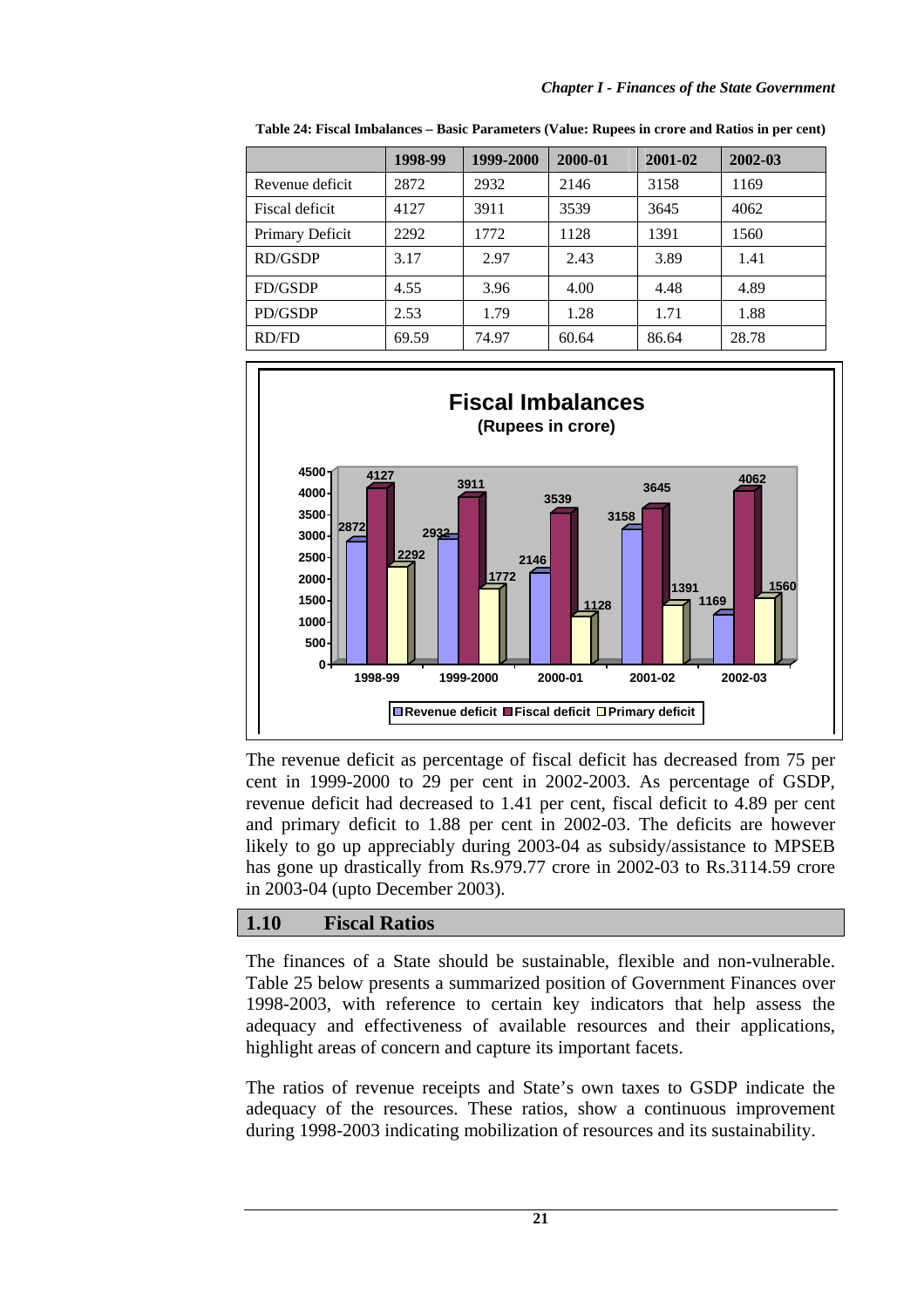**Table 24: Fiscal Imbalances – Basic Parameters (Value: Rupees in crore and Ratios in per cent)**

| | 1998-99 | 1999-2000 | 2000-01 | 2001-02 | 2002-03 |
|---|---|---|---|---|---|
| Revenue deficit | 2872 | 2932 | 2146 | 3158 | 1169 |
| Fiscal deficit | 4127 | 3911 | 3539 | 3645 | 4062 |
| Primary Deficit | 2292 | 1772 | 1128 | 1391 | 1560 |
| RD/GSDP | 3.17 | 2.97 | 2.43 | 3.89 | 1.41 |
| FD/GSDP | 4.55 | 3.96 | 4.00 | 4.48 | 4.89 |
| PD/GSDP | 2.53 | 1.79 | 1.28 | 1.71 | 1.88 |
| RD/FD | 69.59 | 74.97 | 60.64 | 86.64 | 28.78 |

**Fiscal Imbalances**
**(Rupees in crore)**

| | 1998-99 | 1999-2000 | 2000-01 | 2001-02 | 2002-03 |
|---|---|---|---|---|---|
| Revenue deficit | 2872 | 2932 | 2146 | 3158 | 1169 |
| Fiscal deficit | 4127 | 3911 | 3539 | 3645 | 4062 |
| Primary deficit | 2292 | 1772 | 1128 | 1391 | 1560 |

The revenue deficit as percentage of fiscal deficit has decreased from 75 per cent in 1999-2000 to 29 per cent in 2002-2003. As percentage of GSDP, revenue deficit had decreased to 1.41 per cent, fiscal deficit to 4.89 per cent and primary deficit to 1.88 per cent in 2002-03. The deficits are however likely to go up appreciably during 2003-04 as subsidy/assistance to MPSEB has gone up drastically from Rs.979.77 crore in 2002-03 to Rs.3114.59 crore in 2003-04 (upto December 2003).

## 1.10 Fiscal Ratios

The finances of a State should be sustainable, flexible and non-vulnerable. Table 25 below presents a summarized position of Government Finances over 1998-2003, with reference to certain key indicators that help assess the adequacy and effectiveness of available resources and their applications, highlight areas of concern and capture its important facets.

The ratios of revenue receipts and State's own taxes to GSDP indicate the adequacy of the resources. These ratios, show a continuous improvement during 1998-2003 indicating mobilization of resources and its sustainability.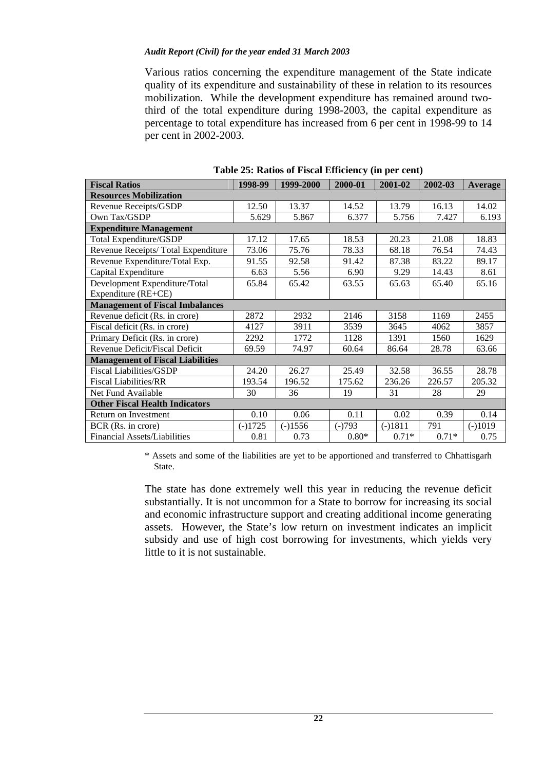Various ratios concerning the expenditure management of the State indicate quality of its expenditure and sustainability of these in relation to its resources mobilization. While the development expenditure has remained around two-third of the total expenditure during 1998-2003, the capital expenditure as percentage to total expenditure has increased from 6 per cent in 1998-99 to 14 per cent in 2002-2003.

**Table 25: Ratios of Fiscal Efficiency (in per cent)**

| Fiscal Ratios | 1998-99 | 1999-2000 | 2000-01 | 2001-02 | 2002-03 | Average |
|---|---|---|---|---|---|---|
| **Resources Mobilization** | | | | | | |
| Revenue Receipts/GSDP | 12.50 | 13.37 | 14.52 | 13.79 | 16.13 | 14.02 |
| Own Tax/GSDP | 5.629 | 5.867 | 6.377 | 5.756 | 7.427 | 6.193 |
| **Expenditure Management** | | | | | | |
| Total Expenditure/GSDP | 17.12 | 17.65 | 18.53 | 20.23 | 21.08 | 18.83 |
| Revenue Receipts/ Total Expenditure | 73.06 | 75.76 | 78.33 | 68.18 | 76.54 | 74.43 |
| Revenue Expenditure/Total Exp. | 91.55 | 92.58 | 91.42 | 87.38 | 83.22 | 89.17 |
| Capital Expenditure | 6.63 | 5.56 | 6.90 | 9.29 | 14.43 | 8.61 |
| Development Expenditure/Total Expenditure (RE+CE) | 65.84 | 65.42 | 63.55 | 65.63 | 65.40 | 65.16 |
| **Management of Fiscal Imbalances** | | | | | | |
| Revenue deficit (Rs. in crore) | 2872 | 2932 | 2146 | 3158 | 1169 | 2455 |
| Fiscal deficit (Rs. in crore) | 4127 | 3911 | 3539 | 3645 | 4062 | 3857 |
| Primary Deficit (Rs. in crore) | 2292 | 1772 | 1128 | 1391 | 1560 | 1629 |
| Revenue Deficit/Fiscal Deficit | 69.59 | 74.97 | 60.64 | 86.64 | 28.78 | 63.66 |
| **Management of Fiscal Liabilities** | | | | | | |
| Fiscal Liabilities/GSDP | 24.20 | 26.27 | 25.49 | 32.58 | 36.55 | 28.78 |
| Fiscal Liabilities/RR | 193.54 | 196.52 | 175.62 | 236.26 | 226.57 | 205.32 |
| Net Fund Available | 30 | 36 | 19 | 31 | 28 | 29 |
| **Other Fiscal Health Indicators** | | | | | | |
| Return on Investment | 0.10 | 0.06 | 0.11 | 0.02 | 0.39 | 0.14 |
| BCR (Rs. in crore) | (-)1725 | (-)1556 | (-)793 | (-)1811 | 791 | (-)1019 |
| Financial Assets/Liabilities | 0.81 | 0.73 | 0.80* | 0.71* | 0.71* | 0.75 |

\* Assets and some of the liabilities are yet to be apportioned and transferred to Chhattisgarh State.

The state has done extremely well this year in reducing the revenue deficit substantially. It is not uncommon for a State to borrow for increasing its social and economic infrastructure support and creating additional income generating assets. However, the State's low return on investment indicates an implicit subsidy and use of high cost borrowing for investments, which yields very little to it is not sustainable.